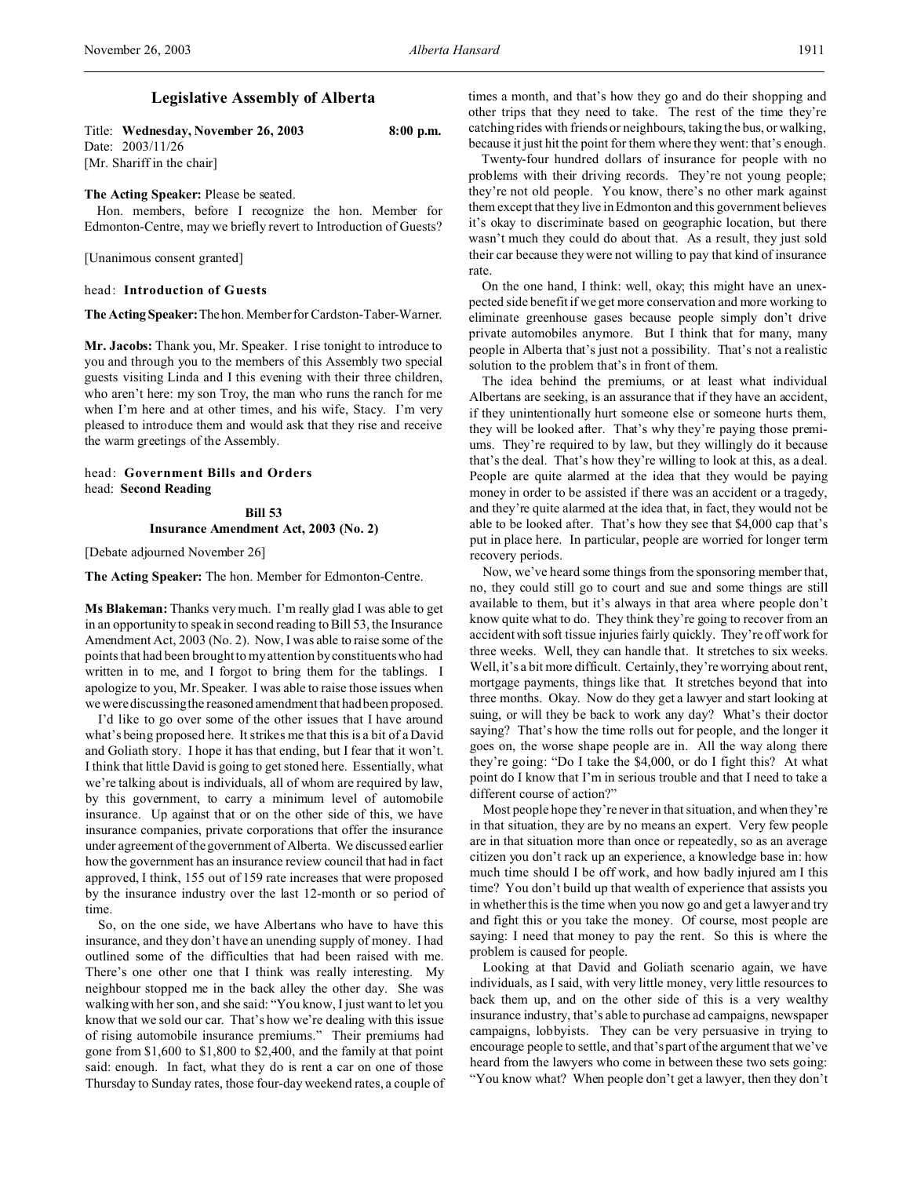# Legislative Assembly of Alberta

Title: **Wednesday, November 26, 2003** **8:00 p.m.**
Date: 2003/11/26
[Mr. Shariff in the chair]

**The Acting Speaker:** Please be seated.

Hon. members, before I recognize the hon. Member for Edmonton-Centre, may we briefly revert to Introduction of Guests?

[Unanimous consent granted]

head: **Introduction of Guests**

**The Acting Speaker:** The hon. Member for Cardston-Taber-Warner.

**Mr. Jacobs:** Thank you, Mr. Speaker. I rise tonight to introduce to you and through you to the members of this Assembly two special guests visiting Linda and I this evening with their three children, who aren't here: my son Troy, the man who runs the ranch for me when I'm here and at other times, and his wife, Stacy. I'm very pleased to introduce them and would ask that they rise and receive the warm greetings of the Assembly.

head: **Government Bills and Orders**
head: **Second Reading**

**Bill 53**
**Insurance Amendment Act, 2003 (No. 2)**

[Debate adjourned November 26]

**The Acting Speaker:** The hon. Member for Edmonton-Centre.

**Ms Blakeman:** Thanks very much. I'm really glad I was able to get in an opportunity to speak in second reading to Bill 53, the Insurance Amendment Act, 2003 (No. 2). Now, I was able to raise some of the points that had been brought to my attention by constituents who had written in to me, and I forgot to bring them for the tablings. I apologize to you, Mr. Speaker. I was able to raise those issues when we were discussing the reasoned amendment that had been proposed.

I'd like to go over some of the other issues that I have around what's being proposed here. It strikes me that this is a bit of a David and Goliath story. I hope it has that ending, but I fear that it won't. I think that little David is going to get stoned here. Essentially, what we're talking about is individuals, all of whom are required by law, by this government, to carry a minimum level of automobile insurance. Up against that or on the other side of this, we have insurance companies, private corporations that offer the insurance under agreement of the government of Alberta. We discussed earlier how the government has an insurance review council that had in fact approved, I think, 155 out of 159 rate increases that were proposed by the insurance industry over the last 12-month or so period of time.

So, on the one side, we have Albertans who have to have this insurance, and they don't have an unending supply of money. I had outlined some of the difficulties that had been raised with me. There's one other one that I think was really interesting. My neighbour stopped me in the back alley the other day. She was walking with her son, and she said: "You know, I just want to let you know that we sold our car. That's how we're dealing with this issue of rising automobile insurance premiums." Their premiums had gone from $1,600 to $1,800 to $2,400, and the family at that point said: enough. In fact, what they do is rent a car on one of those Thursday to Sunday rates, those four-day weekend rates, a couple of times a month, and that's how they go and do their shopping and other trips that they need to take. The rest of the time they're catching rides with friends or neighbours, taking the bus, or walking, because it just hit the point for them where they went: that's enough.

Twenty-four hundred dollars of insurance for people with no problems with their driving records. They're not young people; they're not old people. You know, there's no other mark against them except that they live in Edmonton and this government believes it's okay to discriminate based on geographic location, but there wasn't much they could do about that. As a result, they just sold their car because they were not willing to pay that kind of insurance rate.

On the one hand, I think: well, okay; this might have an unexpected side benefit if we get more conservation and more working to eliminate greenhouse gases because people simply don't drive private automobiles anymore. But I think that for many, many people in Alberta that's just not a possibility. That's not a realistic solution to the problem that's in front of them.

The idea behind the premiums, or at least what individual Albertans are seeking, is an assurance that if they have an accident, if they unintentionally hurt someone else or someone hurts them, they will be looked after. That's why they're paying those premiums. They're required to by law, but they willingly do it because that's the deal. That's how they're willing to look at this, as a deal. People are quite alarmed at the idea that they would be paying money in order to be assisted if there was an accident or a tragedy, and they're quite alarmed at the idea that, in fact, they would not be able to be looked after. That's how they see that $4,000 cap that's put in place here. In particular, people are worried for longer term recovery periods.

Now, we've heard some things from the sponsoring member that, no, they could still go to court and sue and some things are still available to them, but it's always in that area where people don't know quite what to do. They think they're going to recover from an accident with soft tissue injuries fairly quickly. They're off work for three weeks. Well, they can handle that. It stretches to six weeks. Well, it's a bit more difficult. Certainly, they're worrying about rent, mortgage payments, things like that. It stretches beyond that into three months. Okay. Now do they get a lawyer and start looking at suing, or will they be back to work any day? What's their doctor saying? That's how the time rolls out for people, and the longer it goes on, the worse shape people are in. All the way along there they're going: "Do I take the $4,000, or do I fight this? At what point do I know that I'm in serious trouble and that I need to take a different course of action?"

Most people hope they're never in that situation, and when they're in that situation, they are by no means an expert. Very few people are in that situation more than once or repeatedly, so as an average citizen you don't rack up an experience, a knowledge base in: how much time should I be off work, and how badly injured am I this time? You don't build up that wealth of experience that assists you in whether this is the time when you now go and get a lawyer and try and fight this or you take the money. Of course, most people are saying: I need that money to pay the rent. So this is where the problem is caused for people.

Looking at that David and Goliath scenario again, we have individuals, as I said, with very little money, very little resources to back them up, and on the other side of this is a very wealthy insurance industry, that's able to purchase ad campaigns, newspaper campaigns, lobbyists. They can be very persuasive in trying to encourage people to settle, and that's part of the argument that we've heard from the lawyers who come in between these two sets going: "You know what? When people don't get a lawyer, then they don't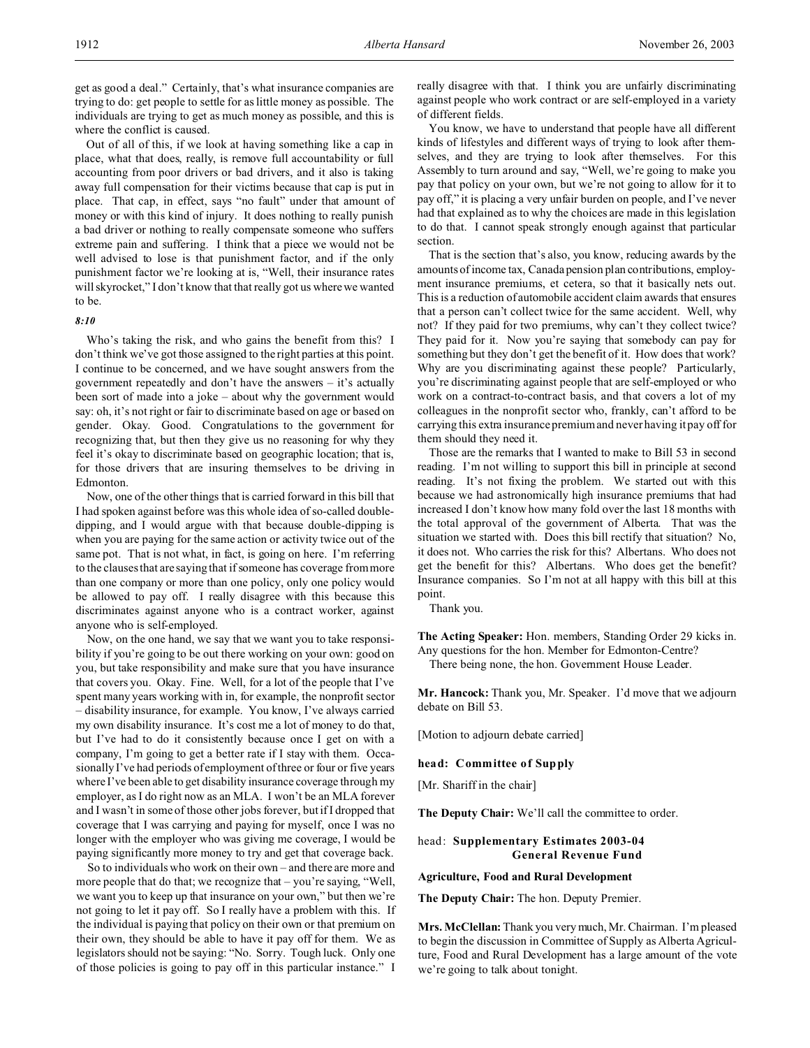get as good a deal." Certainly, that's what insurance companies are trying to do: get people to settle for as little money as possible. The individuals are trying to get as much money as possible, and this is where the conflict is caused.

Out of all of this, if we look at having something like a cap in place, what that does, really, is remove full accountability or full accounting from poor drivers or bad drivers, and it also is taking away full compensation for their victims because that cap is put in place. That cap, in effect, says "no fault" under that amount of money or with this kind of injury. It does nothing to really punish a bad driver or nothing to really compensate someone who suffers extreme pain and suffering. I think that a piece we would not be well advised to lose is that punishment factor, and if the only punishment factor we're looking at is, "Well, their insurance rates will skyrocket," I don't know that that really got us where we wanted to be.

*8:10*

Who's taking the risk, and who gains the benefit from this? I don't think we've got those assigned to the right parties at this point. I continue to be concerned, and we have sought answers from the government repeatedly and don't have the answers – it's actually been sort of made into a joke – about why the government would say: oh, it's not right or fair to discriminate based on age or based on gender. Okay. Good. Congratulations to the government for recognizing that, but then they give us no reasoning for why they feel it's okay to discriminate based on geographic location; that is, for those drivers that are insuring themselves to be driving in Edmonton.

Now, one of the other things that is carried forward in this bill that I had spoken against before was this whole idea of so-called double-dipping, and I would argue with that because double-dipping is when you are paying for the same action or activity twice out of the same pot. That is not what, in fact, is going on here. I'm referring to the clauses that are saying that if someone has coverage from more than one company or more than one policy, only one policy would be allowed to pay off. I really disagree with this because this discriminates against anyone who is a contract worker, against anyone who is self-employed.

Now, on the one hand, we say that we want you to take responsibility if you're going to be out there working on your own: good on you, but take responsibility and make sure that you have insurance that covers you. Okay. Fine. Well, for a lot of the people that I've spent many years working with in, for example, the nonprofit sector – disability insurance, for example. You know, I've always carried my own disability insurance. It's cost me a lot of money to do that, but I've had to do it consistently because once I get on with a company, I'm going to get a better rate if I stay with them. Occasionally I've had periods of employment of three or four or five years where I've been able to get disability insurance coverage through my employer, as I do right now as an MLA. I won't be an MLA forever and I wasn't in some of those other jobs forever, but if I dropped that coverage that I was carrying and paying for myself, once I was no longer with the employer who was giving me coverage, I would be paying significantly more money to try and get that coverage back.

So to individuals who work on their own – and there are more and more people that do that; we recognize that – you're saying, "Well, we want you to keep up that insurance on your own," but then we're not going to let it pay off. So I really have a problem with this. If the individual is paying that policy on their own or that premium on their own, they should be able to have it pay off for them. We as legislators should not be saying: "No. Sorry. Tough luck. Only one of those policies is going to pay off in this particular instance." I really disagree with that. I think you are unfairly discriminating against people who work contract or are self-employed in a variety of different fields.

You know, we have to understand that people have all different kinds of lifestyles and different ways of trying to look after themselves, and they are trying to look after themselves. For this Assembly to turn around and say, "Well, we're going to make you pay that policy on your own, but we're not going to allow for it to pay off," it is placing a very unfair burden on people, and I've never had that explained as to why the choices are made in this legislation to do that. I cannot speak strongly enough against that particular section.

That is the section that's also, you know, reducing awards by the amounts of income tax, Canada pension plan contributions, employment insurance premiums, et cetera, so that it basically nets out. This is a reduction of automobile accident claim awards that ensures that a person can't collect twice for the same accident. Well, why not? If they paid for two premiums, why can't they collect twice? They paid for it. Now you're saying that somebody can pay for something but they don't get the benefit of it. How does that work? Why are you discriminating against these people? Particularly, you're discriminating against people that are self-employed or who work on a contract-to-contract basis, and that covers a lot of my colleagues in the nonprofit sector who, frankly, can't afford to be carrying this extra insurance premium and never having it pay off for them should they need it.

Those are the remarks that I wanted to make to Bill 53 in second reading. I'm not willing to support this bill in principle at second reading. It's not fixing the problem. We started out with this because we had astronomically high insurance premiums that had increased I don't know how many fold over the last 18 months with the total approval of the government of Alberta. That was the situation we started with. Does this bill rectify that situation? No, it does not. Who carries the risk for this? Albertans. Who does not get the benefit for this? Albertans. Who does get the benefit? Insurance companies. So I'm not at all happy with this bill at this point.

Thank you.

**The Acting Speaker:** Hon. members, Standing Order 29 kicks in. Any questions for the hon. Member for Edmonton-Centre?

There being none, the hon. Government House Leader.

**Mr. Hancock:** Thank you, Mr. Speaker. I'd move that we adjourn debate on Bill 53.

[Motion to adjourn debate carried]

### head: Committee of Supply

[Mr. Shariff in the chair]

**The Deputy Chair:** We'll call the committee to order.

### head: Supplementary Estimates 2003-04 General Revenue Fund

#### Agriculture, Food and Rural Development

**The Deputy Chair:** The hon. Deputy Premier.

**Mrs. McClellan:** Thank you very much, Mr. Chairman. I'm pleased to begin the discussion in Committee of Supply as Alberta Agriculture, Food and Rural Development has a large amount of the vote we're going to talk about tonight.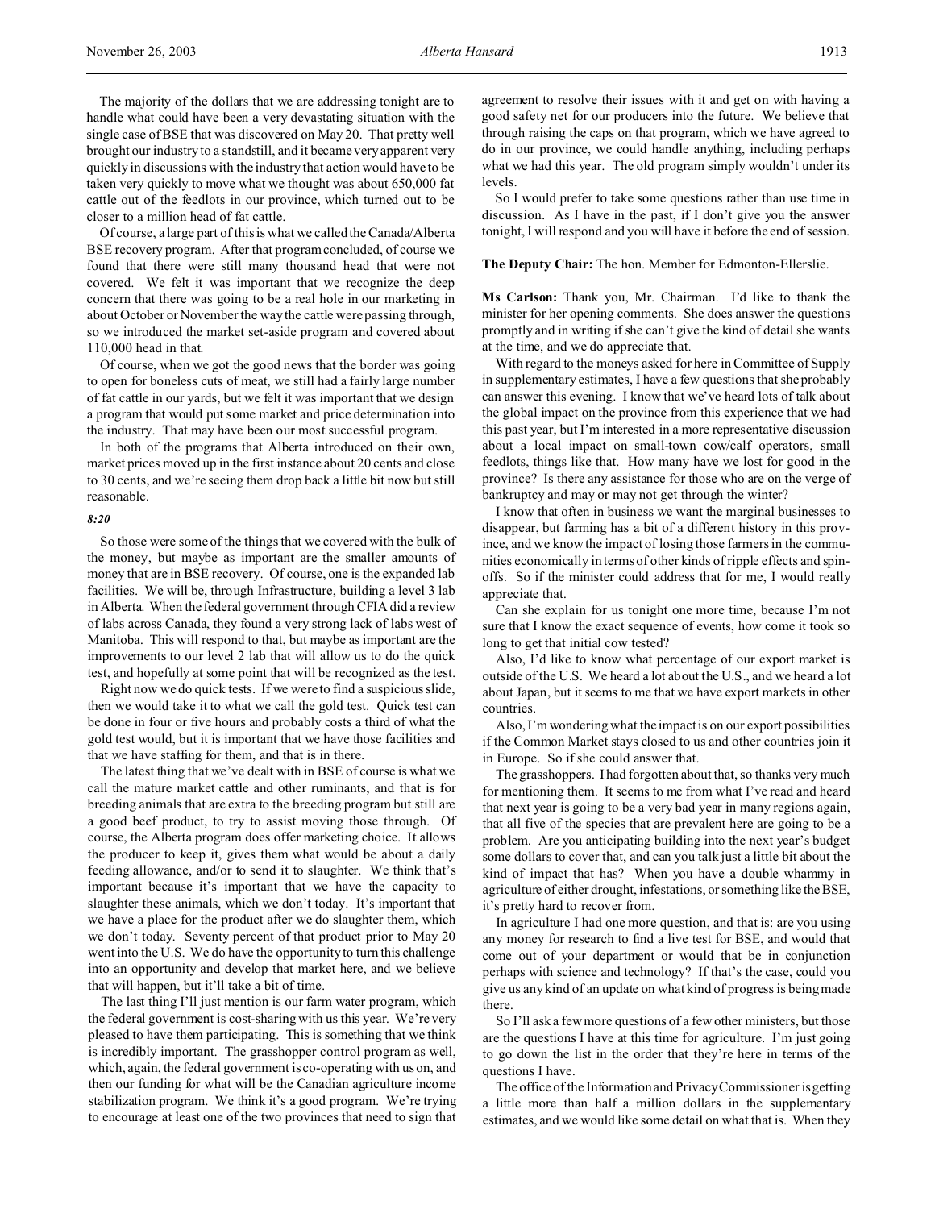The majority of the dollars that we are addressing tonight are to handle what could have been a very devastating situation with the single case of BSE that was discovered on May 20. That pretty well brought our industry to a standstill, and it became very apparent very quickly in discussions with the industry that action would have to be taken very quickly to move what we thought was about 650,000 fat cattle out of the feedlots in our province, which turned out to be closer to a million head of fat cattle.

Of course, a large part of this is what we called the Canada/Alberta BSE recovery program. After that program concluded, of course we found that there were still many thousand head that were not covered. We felt it was important that we recognize the deep concern that there was going to be a real hole in our marketing in about October or November the way the cattle were passing through, so we introduced the market set-aside program and covered about 110,000 head in that.

Of course, when we got the good news that the border was going to open for boneless cuts of meat, we still had a fairly large number of fat cattle in our yards, but we felt it was important that we design a program that would put some market and price determination into the industry. That may have been our most successful program.

In both of the programs that Alberta introduced on their own, market prices moved up in the first instance about 20 cents and close to 30 cents, and we're seeing them drop back a little bit now but still reasonable.

*8:20*

So those were some of the things that we covered with the bulk of the money, but maybe as important are the smaller amounts of money that are in BSE recovery. Of course, one is the expanded lab facilities. We will be, through Infrastructure, building a level 3 lab in Alberta. When the federal government through CFIA did a review of labs across Canada, they found a very strong lack of labs west of Manitoba. This will respond to that, but maybe as important are the improvements to our level 2 lab that will allow us to do the quick test, and hopefully at some point that will be recognized as the test.

Right now we do quick tests. If we were to find a suspicious slide, then we would take it to what we call the gold test. Quick test can be done in four or five hours and probably costs a third of what the gold test would, but it is important that we have those facilities and that we have staffing for them, and that is in there.

The latest thing that we've dealt with in BSE of course is what we call the mature market cattle and other ruminants, and that is for breeding animals that are extra to the breeding program but still are a good beef product, to try to assist moving those through. Of course, the Alberta program does offer marketing choice. It allows the producer to keep it, gives them what would be about a daily feeding allowance, and/or to send it to slaughter. We think that's important because it's important that we have the capacity to slaughter these animals, which we don't today. It's important that we have a place for the product after we do slaughter them, which we don't today. Seventy percent of that product prior to May 20 went into the U.S. We do have the opportunity to turn this challenge into an opportunity and develop that market here, and we believe that will happen, but it'll take a bit of time.

The last thing I'll just mention is our farm water program, which the federal government is cost-sharing with us this year. We're very pleased to have them participating. This is something that we think is incredibly important. The grasshopper control program as well, which, again, the federal government is co-operating with us on, and then our funding for what will be the Canadian agriculture income stabilization program. We think it's a good program. We're trying to encourage at least one of the two provinces that need to sign that agreement to resolve their issues with it and get on with having a good safety net for our producers into the future. We believe that through raising the caps on that program, which we have agreed to do in our province, we could handle anything, including perhaps what we had this year. The old program simply wouldn't under its levels.

So I would prefer to take some questions rather than use time in discussion. As I have in the past, if I don't give you the answer tonight, I will respond and you will have it before the end of session.

**The Deputy Chair:** The hon. Member for Edmonton-Ellerslie.

**Ms Carlson:** Thank you, Mr. Chairman. I'd like to thank the minister for her opening comments. She does answer the questions promptly and in writing if she can't give the kind of detail she wants at the time, and we do appreciate that.

With regard to the moneys asked for here in Committee of Supply in supplementary estimates, I have a few questions that she probably can answer this evening. I know that we've heard lots of talk about the global impact on the province from this experience that we had this past year, but I'm interested in a more representative discussion about a local impact on small-town cow/calf operators, small feedlots, things like that. How many have we lost for good in the province? Is there any assistance for those who are on the verge of bankruptcy and may or may not get through the winter?

I know that often in business we want the marginal businesses to disappear, but farming has a bit of a different history in this province, and we know the impact of losing those farmers in the communities economically in terms of other kinds of ripple effects and spin-offs. So if the minister could address that for me, I would really appreciate that.

Can she explain for us tonight one more time, because I'm not sure that I know the exact sequence of events, how come it took so long to get that initial cow tested?

Also, I'd like to know what percentage of our export market is outside of the U.S. We heard a lot about the U.S., and we heard a lot about Japan, but it seems to me that we have export markets in other countries.

Also, I'm wondering what the impact is on our export possibilities if the Common Market stays closed to us and other countries join it in Europe. So if she could answer that.

The grasshoppers. I had forgotten about that, so thanks very much for mentioning them. It seems to me from what I've read and heard that next year is going to be a very bad year in many regions again, that all five of the species that are prevalent here are going to be a problem. Are you anticipating building into the next year's budget some dollars to cover that, and can you talk just a little bit about the kind of impact that has? When you have a double whammy in agriculture of either drought, infestations, or something like the BSE, it's pretty hard to recover from.

In agriculture I had one more question, and that is: are you using any money for research to find a live test for BSE, and would that come out of your department or would that be in conjunction perhaps with science and technology? If that's the case, could you give us any kind of an update on what kind of progress is being made there.

So I'll ask a few more questions of a few other ministers, but those are the questions I have at this time for agriculture. I'm just going to go down the list in the order that they're here in terms of the questions I have.

The office of the Information and Privacy Commissioner is getting a little more than half a million dollars in the supplementary estimates, and we would like some detail on what that is. When they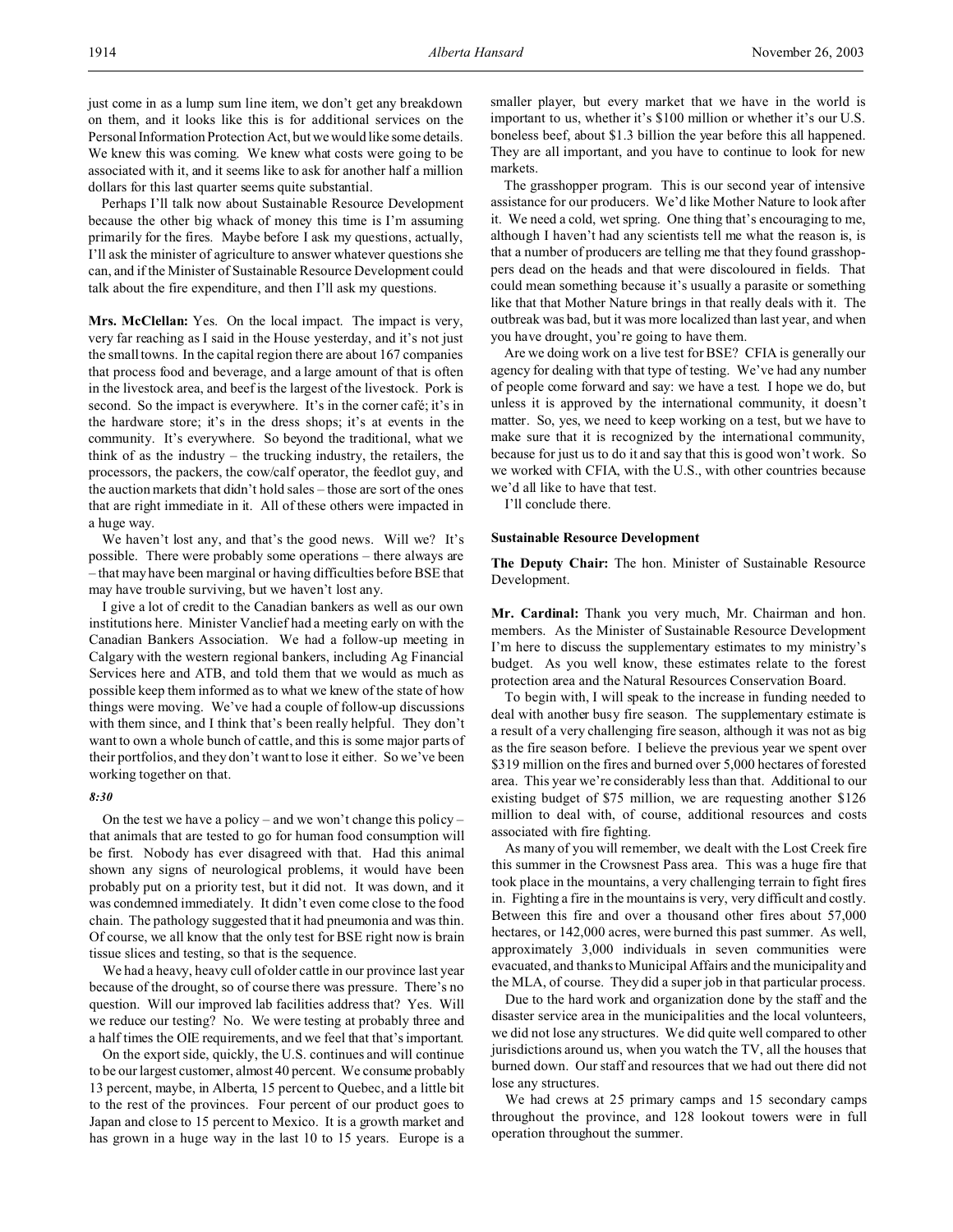just come in as a lump sum line item, we don't get any breakdown on them, and it looks like this is for additional services on the Personal Information Protection Act, but we would like some details. We knew this was coming. We knew what costs were going to be associated with it, and it seems like to ask for another half a million dollars for this last quarter seems quite substantial.

Perhaps I'll talk now about Sustainable Resource Development because the other big whack of money this time is I'm assuming primarily for the fires. Maybe before I ask my questions, actually, I'll ask the minister of agriculture to answer whatever questions she can, and if the Minister of Sustainable Resource Development could talk about the fire expenditure, and then I'll ask my questions.

**Mrs. McClellan:** Yes. On the local impact. The impact is very, very far reaching as I said in the House yesterday, and it's not just the small towns. In the capital region there are about 167 companies that process food and beverage, and a large amount of that is often in the livestock area, and beef is the largest of the livestock. Pork is second. So the impact is everywhere. It's in the corner café; it's in the hardware store; it's in the dress shops; it's at events in the community. It's everywhere. So beyond the traditional, what we think of as the industry – the trucking industry, the retailers, the processors, the packers, the cow/calf operator, the feedlot guy, and the auction markets that didn't hold sales – those are sort of the ones that are right immediate in it. All of these others were impacted in a huge way.

We haven't lost any, and that's the good news. Will we? It's possible. There were probably some operations – there always are – that may have been marginal or having difficulties before BSE that may have trouble surviving, but we haven't lost any.

I give a lot of credit to the Canadian bankers as well as our own institutions here. Minister Vanclief had a meeting early on with the Canadian Bankers Association. We had a follow-up meeting in Calgary with the western regional bankers, including Ag Financial Services here and ATB, and told them that we would as much as possible keep them informed as to what we knew of the state of how things were moving. We've had a couple of follow-up discussions with them since, and I think that's been really helpful. They don't want to own a whole bunch of cattle, and this is some major parts of their portfolios, and they don't want to lose it either. So we've been working together on that.

*8:30*

On the test we have a policy – and we won't change this policy – that animals that are tested to go for human food consumption will be first. Nobody has ever disagreed with that. Had this animal shown any signs of neurological problems, it would have been probably put on a priority test, but it did not. It was down, and it was condemned immediately. It didn't even come close to the food chain. The pathology suggested that it had pneumonia and was thin. Of course, we all know that the only test for BSE right now is brain tissue slices and testing, so that is the sequence.

We had a heavy, heavy cull of older cattle in our province last year because of the drought, so of course there was pressure. There's no question. Will our improved lab facilities address that? Yes. Will we reduce our testing? No. We were testing at probably three and a half times the OIE requirements, and we feel that that's important.

On the export side, quickly, the U.S. continues and will continue to be our largest customer, almost 40 percent. We consume probably 13 percent, maybe, in Alberta, 15 percent to Quebec, and a little bit to the rest of the provinces. Four percent of our product goes to Japan and close to 15 percent to Mexico. It is a growth market and has grown in a huge way in the last 10 to 15 years. Europe is a smaller player, but every market that we have in the world is important to us, whether it's $100 million or whether it's our U.S. boneless beef, about $1.3 billion the year before this all happened. They are all important, and you have to continue to look for new markets.

The grasshopper program. This is our second year of intensive assistance for our producers. We'd like Mother Nature to look after it. We need a cold, wet spring. One thing that's encouraging to me, although I haven't had any scientists tell me what the reason is, is that a number of producers are telling me that they found grasshoppers dead on the heads and that were discoloured in fields. That could mean something because it's usually a parasite or something like that that Mother Nature brings in that really deals with it. The outbreak was bad, but it was more localized than last year, and when you have drought, you're going to have them.

Are we doing work on a live test for BSE? CFIA is generally our agency for dealing with that type of testing. We've had any number of people come forward and say: we have a test. I hope we do, but unless it is approved by the international community, it doesn't matter. So, yes, we need to keep working on a test, but we have to make sure that it is recognized by the international community, because for just us to do it and say that this is good won't work. So we worked with CFIA, with the U.S., with other countries because we'd all like to have that test.

I'll conclude there.

### Sustainable Resource Development

**The Deputy Chair:** The hon. Minister of Sustainable Resource Development.

**Mr. Cardinal:** Thank you very much, Mr. Chairman and hon. members. As the Minister of Sustainable Resource Development I'm here to discuss the supplementary estimates to my ministry's budget. As you well know, these estimates relate to the forest protection area and the Natural Resources Conservation Board.

To begin with, I will speak to the increase in funding needed to deal with another busy fire season. The supplementary estimate is a result of a very challenging fire season, although it was not as big as the fire season before. I believe the previous year we spent over $319 million on the fires and burned over 5,000 hectares of forested area. This year we're considerably less than that. Additional to our existing budget of $75 million, we are requesting another $126 million to deal with, of course, additional resources and costs associated with fire fighting.

As many of you will remember, we dealt with the Lost Creek fire this summer in the Crowsnest Pass area. This was a huge fire that took place in the mountains, a very challenging terrain to fight fires in. Fighting a fire in the mountains is very, very difficult and costly. Between this fire and over a thousand other fires about 57,000 hectares, or 142,000 acres, were burned this past summer. As well, approximately 3,000 individuals in seven communities were evacuated, and thanks to Municipal Affairs and the municipality and the MLA, of course. They did a super job in that particular process.

Due to the hard work and organization done by the staff and the disaster service area in the municipalities and the local volunteers, we did not lose any structures. We did quite well compared to other jurisdictions around us, when you watch the TV, all the houses that burned down. Our staff and resources that we had out there did not lose any structures.

We had crews at 25 primary camps and 15 secondary camps throughout the province, and 128 lookout towers were in full operation throughout the summer.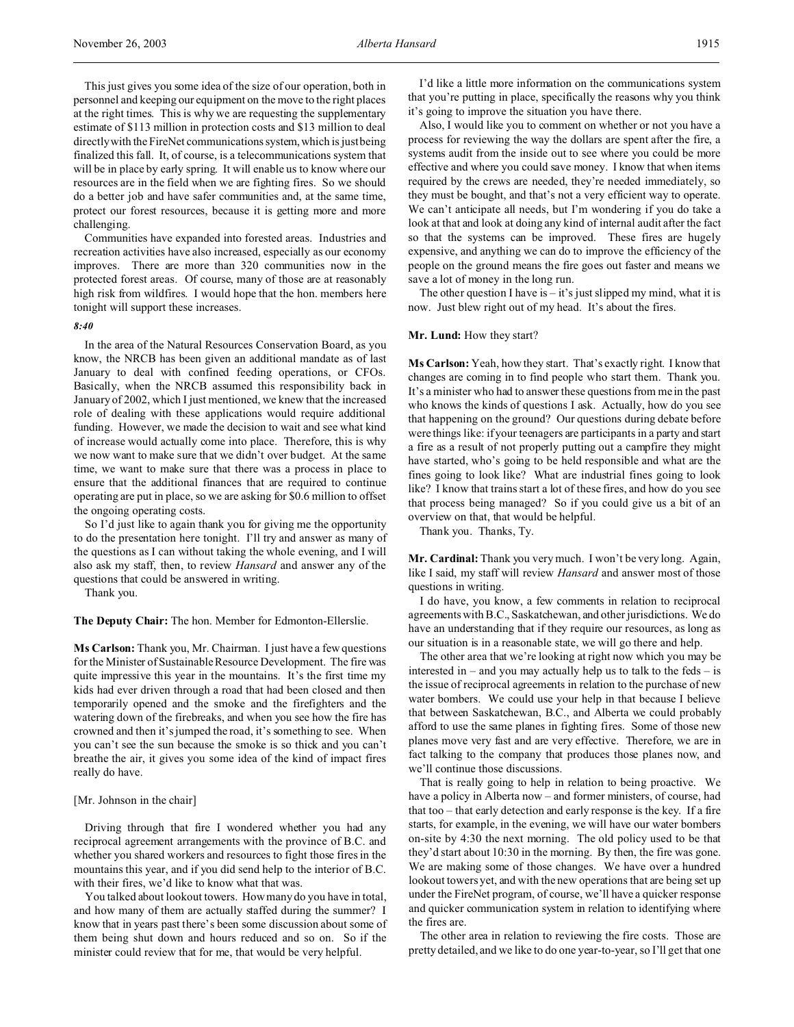This just gives you some idea of the size of our operation, both in personnel and keeping our equipment on the move to the right places at the right times. This is why we are requesting the supplementary estimate of $113 million in protection costs and $13 million to deal directly with the FireNet communications system, which is just being finalized this fall. It, of course, is a telecommunications system that will be in place by early spring. It will enable us to know where our resources are in the field when we are fighting fires. So we should do a better job and have safer communities and, at the same time, protect our forest resources, because it is getting more and more challenging.

Communities have expanded into forested areas. Industries and recreation activities have also increased, especially as our economy improves. There are more than 320 communities now in the protected forest areas. Of course, many of those are at reasonably high risk from wildfires. I would hope that the hon. members here tonight will support these increases.

*8:40*

In the area of the Natural Resources Conservation Board, as you know, the NRCB has been given an additional mandate as of last January to deal with confined feeding operations, or CFOs. Basically, when the NRCB assumed this responsibility back in January of 2002, which I just mentioned, we knew that the increased role of dealing with these applications would require additional funding. However, we made the decision to wait and see what kind of increase would actually come into place. Therefore, this is why we now want to make sure that we didn't over budget. At the same time, we want to make sure that there was a process in place to ensure that the additional finances that are required to continue operating are put in place, so we are asking for $0.6 million to offset the ongoing operating costs.

So I'd just like to again thank you for giving me the opportunity to do the presentation here tonight. I'll try and answer as many of the questions as I can without taking the whole evening, and I will also ask my staff, then, to review *Hansard* and answer any of the questions that could be answered in writing.

Thank you.

**The Deputy Chair:** The hon. Member for Edmonton-Ellerslie.

**Ms Carlson:** Thank you, Mr. Chairman. I just have a few questions for the Minister of Sustainable Resource Development. The fire was quite impressive this year in the mountains. It's the first time my kids had ever driven through a road that had been closed and then temporarily opened and the smoke and the firefighters and the watering down of the firebreaks, and when you see how the fire has crowned and then it's jumped the road, it's something to see. When you can't see the sun because the smoke is so thick and you can't breathe the air, it gives you some idea of the kind of impact fires really do have.

[Mr. Johnson in the chair]

Driving through that fire I wondered whether you had any reciprocal agreement arrangements with the province of B.C. and whether you shared workers and resources to fight those fires in the mountains this year, and if you did send help to the interior of B.C. with their fires, we'd like to know what that was.

You talked about lookout towers. How many do you have in total, and how many of them are actually staffed during the summer? I know that in years past there's been some discussion about some of them being shut down and hours reduced and so on. So if the minister could review that for me, that would be very helpful.

I'd like a little more information on the communications system that you're putting in place, specifically the reasons why you think it's going to improve the situation you have there.

Also, I would like you to comment on whether or not you have a process for reviewing the way the dollars are spent after the fire, a systems audit from the inside out to see where you could be more effective and where you could save money. I know that when items required by the crews are needed, they're needed immediately, so they must be bought, and that's not a very efficient way to operate. We can't anticipate all needs, but I'm wondering if you do take a look at that and look at doing any kind of internal audit after the fact so that the systems can be improved. These fires are hugely expensive, and anything we can do to improve the efficiency of the people on the ground means the fire goes out faster and means we save a lot of money in the long run.

The other question I have is – it's just slipped my mind, what it is now. Just blew right out of my head. It's about the fires.

**Mr. Lund:** How they start?

**Ms Carlson:** Yeah, how they start. That's exactly right. I know that changes are coming in to find people who start them. Thank you. It's a minister who had to answer these questions from me in the past who knows the kinds of questions I ask. Actually, how do you see that happening on the ground? Our questions during debate before were things like: if your teenagers are participants in a party and start a fire as a result of not properly putting out a campfire they might have started, who's going to be held responsible and what are the fines going to look like? What are industrial fines going to look like? I know that trains start a lot of these fires, and how do you see that process being managed? So if you could give us a bit of an overview on that, that would be helpful.

Thank you. Thanks, Ty.

**Mr. Cardinal:** Thank you very much. I won't be very long. Again, like I said, my staff will review *Hansard* and answer most of those questions in writing.

I do have, you know, a few comments in relation to reciprocal agreements with B.C., Saskatchewan, and other jurisdictions. We do have an understanding that if they require our resources, as long as our situation is in a reasonable state, we will go there and help.

The other area that we're looking at right now which you may be interested in – and you may actually help us to talk to the feds – is the issue of reciprocal agreements in relation to the purchase of new water bombers. We could use your help in that because I believe that between Saskatchewan, B.C., and Alberta we could probably afford to use the same planes in fighting fires. Some of those new planes move very fast and are very effective. Therefore, we are in fact talking to the company that produces those planes now, and we'll continue those discussions.

That is really going to help in relation to being proactive. We have a policy in Alberta now – and former ministers, of course, had that too – that early detection and early response is the key. If a fire starts, for example, in the evening, we will have our water bombers on-site by 4:30 the next morning. The old policy used to be that they'd start about 10:30 in the morning. By then, the fire was gone. We are making some of those changes. We have over a hundred lookout towers yet, and with the new operations that are being set up under the FireNet program, of course, we'll have a quicker response and quicker communication system in relation to identifying where the fires are.

The other area in relation to reviewing the fire costs. Those are pretty detailed, and we like to do one year-to-year, so I'll get that one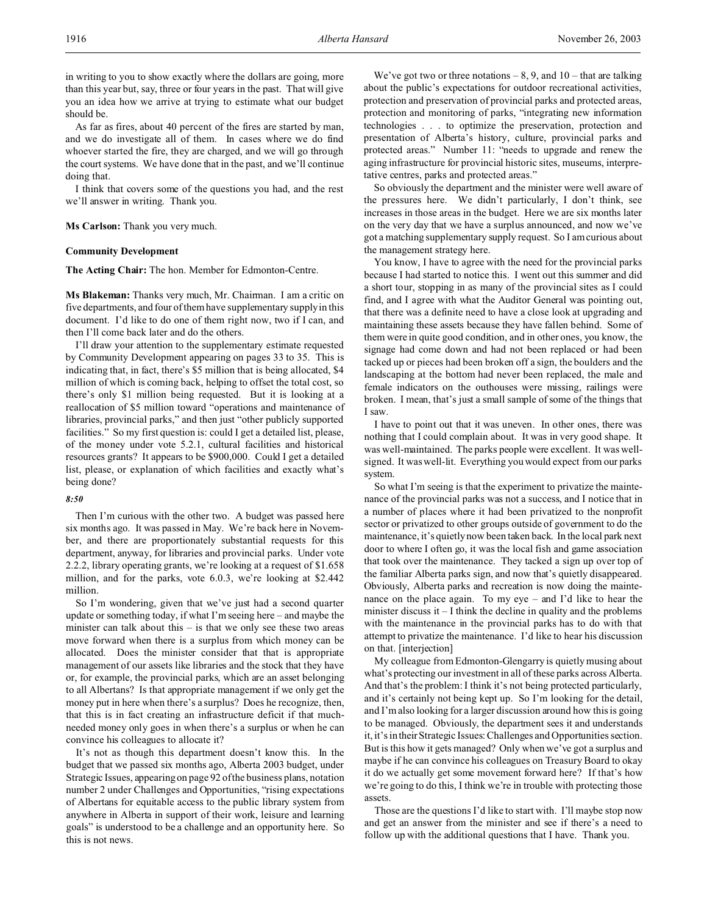in writing to you to show exactly where the dollars are going, more than this year but, say, three or four years in the past. That will give you an idea how we arrive at trying to estimate what our budget should be.

As far as fires, about 40 percent of the fires are started by man, and we do investigate all of them. In cases where we do find whoever started the fire, they are charged, and we will go through the court systems. We have done that in the past, and we'll continue doing that.

I think that covers some of the questions you had, and the rest we'll answer in writing. Thank you.

**Ms Carlson:** Thank you very much.

**Community Development**

**The Acting Chair:** The hon. Member for Edmonton-Centre.

**Ms Blakeman:** Thanks very much, Mr. Chairman. I am a critic on five departments, and four of them have supplementary supply in this document. I'd like to do one of them right now, two if I can, and then I'll come back later and do the others.

I'll draw your attention to the supplementary estimate requested by Community Development appearing on pages 33 to 35. This is indicating that, in fact, there's $5 million that is being allocated, $4 million of which is coming back, helping to offset the total cost, so there's only $1 million being requested. But it is looking at a reallocation of $5 million toward "operations and maintenance of libraries, provincial parks," and then just "other publicly supported facilities." So my first question is: could I get a detailed list, please, of the money under vote 5.2.1, cultural facilities and historical resources grants? It appears to be $900,000. Could I get a detailed list, please, or explanation of which facilities and exactly what's being done?

*8:50*

Then I'm curious with the other two. A budget was passed here six months ago. It was passed in May. We're back here in November, and there are proportionately substantial requests for this department, anyway, for libraries and provincial parks. Under vote 2.2.2, library operating grants, we're looking at a request of $1.658 million, and for the parks, vote 6.0.3, we're looking at $2.442 million.

So I'm wondering, given that we've just had a second quarter update or something today, if what I'm seeing here – and maybe the minister can talk about this – is that we only see these two areas move forward when there is a surplus from which money can be allocated. Does the minister consider that that is appropriate management of our assets like libraries and the stock that they have or, for example, the provincial parks, which are an asset belonging to all Albertans? Is that appropriate management if we only get the money put in here when there's a surplus? Does he recognize, then, that this is in fact creating an infrastructure deficit if that much-needed money only goes in when there's a surplus or when he can convince his colleagues to allocate it?

It's not as though this department doesn't know this. In the budget that we passed six months ago, Alberta 2003 budget, under Strategic Issues, appearing on page 92 of the business plans, notation number 2 under Challenges and Opportunities, "rising expectations of Albertans for equitable access to the public library system from anywhere in Alberta in support of their work, leisure and learning goals" is understood to be a challenge and an opportunity here. So this is not news.

We've got two or three notations – 8, 9, and 10 – that are talking about the public's expectations for outdoor recreational activities, protection and preservation of provincial parks and protected areas, protection and monitoring of parks, "integrating new information technologies . . . to optimize the preservation, protection and presentation of Alberta's history, culture, provincial parks and protected areas." Number 11: "needs to upgrade and renew the aging infrastructure for provincial historic sites, museums, interpretative centres, parks and protected areas."

So obviously the department and the minister were well aware of the pressures here. We didn't particularly, I don't think, see increases in those areas in the budget. Here we are six months later on the very day that we have a surplus announced, and now we've got a matching supplementary supply request. So I am curious about the management strategy here.

You know, I have to agree with the need for the provincial parks because I had started to notice this. I went out this summer and did a short tour, stopping in as many of the provincial sites as I could find, and I agree with what the Auditor General was pointing out, that there was a definite need to have a close look at upgrading and maintaining these assets because they have fallen behind. Some of them were in quite good condition, and in other ones, you know, the signage had come down and had not been replaced or had been tacked up or pieces had been broken off a sign, the boulders and the landscaping at the bottom had never been replaced, the male and female indicators on the outhouses were missing, railings were broken. I mean, that's just a small sample of some of the things that I saw.

I have to point out that it was uneven. In other ones, there was nothing that I could complain about. It was in very good shape. It was well-maintained. The parks people were excellent. It was well-signed. It was well-lit. Everything you would expect from our parks system.

So what I'm seeing is that the experiment to privatize the maintenance of the provincial parks was not a success, and I notice that in a number of places where it had been privatized to the nonprofit sector or privatized to other groups outside of government to do the maintenance, it's quietly now been taken back. In the local park next door to where I often go, it was the local fish and game association that took over the maintenance. They tacked a sign up over top of the familiar Alberta parks sign, and now that's quietly disappeared. Obviously, Alberta parks and recreation is now doing the maintenance on the place again. To my eye – and I'd like to hear the minister discuss it – I think the decline in quality and the problems with the maintenance in the provincial parks has to do with that attempt to privatize the maintenance. I'd like to hear his discussion on that. [interjection]

My colleague from Edmonton-Glengarry is quietly musing about what's protecting our investment in all of these parks across Alberta. And that's the problem: I think it's not being protected particularly, and it's certainly not being kept up. So I'm looking for the detail, and I'm also looking for a larger discussion around how this is going to be managed. Obviously, the department sees it and understands it, it's in their Strategic Issues: Challenges and Opportunities section. But is this how it gets managed? Only when we've got a surplus and maybe if he can convince his colleagues on Treasury Board to okay it do we actually get some movement forward here? If that's how we're going to do this, I think we're in trouble with protecting those assets.

Those are the questions I'd like to start with. I'll maybe stop now and get an answer from the minister and see if there's a need to follow up with the additional questions that I have. Thank you.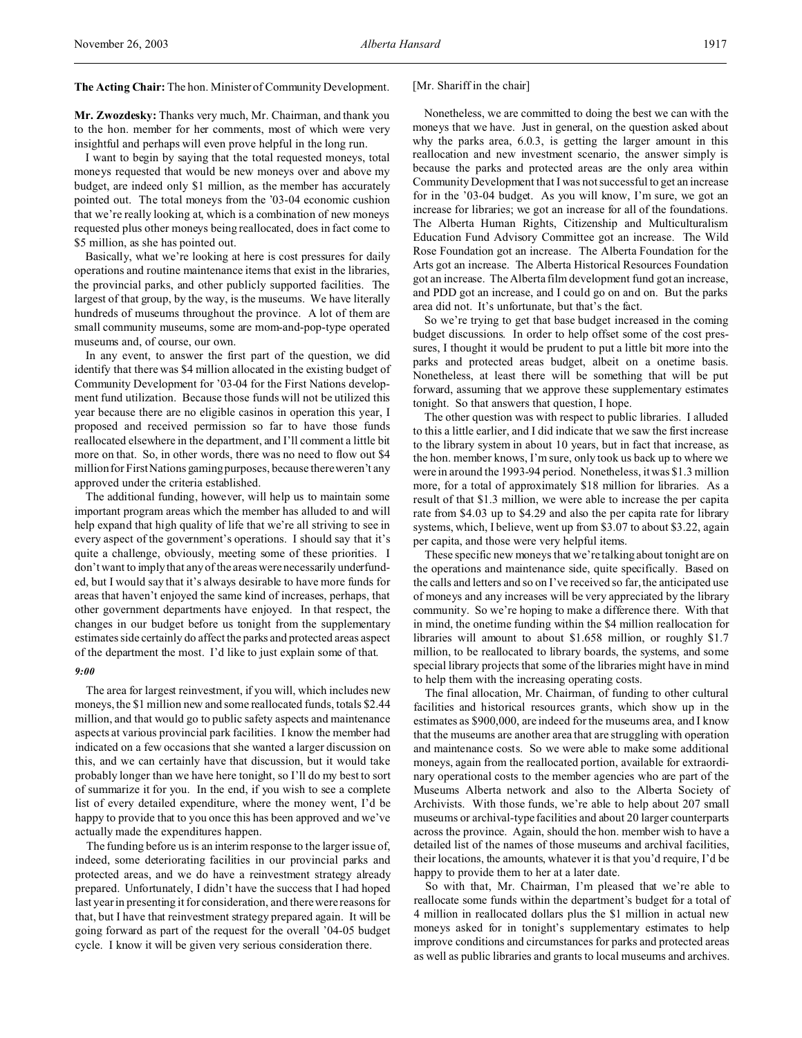**The Acting Chair:** The hon. Minister of Community Development.

**Mr. Zwozdesky:** Thanks very much, Mr. Chairman, and thank you to the hon. member for her comments, most of which were very insightful and perhaps will even prove helpful in the long run.

I want to begin by saying that the total requested moneys, total moneys requested that would be new moneys over and above my budget, are indeed only $1 million, as the member has accurately pointed out. The total moneys from the '03-04 economic cushion that we're really looking at, which is a combination of new moneys requested plus other moneys being reallocated, does in fact come to $5 million, as she has pointed out.

Basically, what we're looking at here is cost pressures for daily operations and routine maintenance items that exist in the libraries, the provincial parks, and other publicly supported facilities. The largest of that group, by the way, is the museums. We have literally hundreds of museums throughout the province. A lot of them are small community museums, some are mom-and-pop-type operated museums and, of course, our own.

In any event, to answer the first part of the question, we did identify that there was $4 million allocated in the existing budget of Community Development for '03-04 for the First Nations development fund utilization. Because those funds will not be utilized this year because there are no eligible casinos in operation this year, I proposed and received permission so far to have those funds reallocated elsewhere in the department, and I'll comment a little bit more on that. So, in other words, there was no need to flow out $4 million for First Nations gaming purposes, because there weren't any approved under the criteria established.

The additional funding, however, will help us to maintain some important program areas which the member has alluded to and will help expand that high quality of life that we're all striving to see in every aspect of the government's operations. I should say that it's quite a challenge, obviously, meeting some of these priorities. I don't want to imply that any of the areas were necessarily underfunded, but I would say that it's always desirable to have more funds for areas that haven't enjoyed the same kind of increases, perhaps, that other government departments have enjoyed. In that respect, the changes in our budget before us tonight from the supplementary estimates side certainly do affect the parks and protected areas aspect of the department the most. I'd like to just explain some of that.

*9:00*

The area for largest reinvestment, if you will, which includes new moneys, the $1 million new and some reallocated funds, totals $2.44 million, and that would go to public safety aspects and maintenance aspects at various provincial park facilities. I know the member had indicated on a few occasions that she wanted a larger discussion on this, and we can certainly have that discussion, but it would take probably longer than we have here tonight, so I'll do my best to sort of summarize it for you. In the end, if you wish to see a complete list of every detailed expenditure, where the money went, I'd be happy to provide that to you once this has been approved and we've actually made the expenditures happen.

The funding before us is an interim response to the larger issue of, indeed, some deteriorating facilities in our provincial parks and protected areas, and we do have a reinvestment strategy already prepared. Unfortunately, I didn't have the success that I had hoped last year in presenting it for consideration, and there were reasons for that, but I have that reinvestment strategy prepared again. It will be going forward as part of the request for the overall '04-05 budget cycle. I know it will be given very serious consideration there.

[Mr. Shariff in the chair]

Nonetheless, we are committed to doing the best we can with the moneys that we have. Just in general, on the question asked about why the parks area, 6.0.3, is getting the larger amount in this reallocation and new investment scenario, the answer simply is because the parks and protected areas are the only area within Community Development that I was not successful to get an increase for in the '03-04 budget. As you will know, I'm sure, we got an increase for libraries; we got an increase for all of the foundations. The Alberta Human Rights, Citizenship and Multiculturalism Education Fund Advisory Committee got an increase. The Wild Rose Foundation got an increase. The Alberta Foundation for the Arts got an increase. The Alberta Historical Resources Foundation got an increase. The Alberta film development fund got an increase, and PDD got an increase, and I could go on and on. But the parks area did not. It's unfortunate, but that's the fact.

So we're trying to get that base budget increased in the coming budget discussions. In order to help offset some of the cost pressures, I thought it would be prudent to put a little bit more into the parks and protected areas budget, albeit on a onetime basis. Nonetheless, at least there will be something that will be put forward, assuming that we approve these supplementary estimates tonight. So that answers that question, I hope.

The other question was with respect to public libraries. I alluded to this a little earlier, and I did indicate that we saw the first increase to the library system in about 10 years, but in fact that increase, as the hon. member knows, I'm sure, only took us back up to where we were in around the 1993-94 period. Nonetheless, it was $1.3 million more, for a total of approximately $18 million for libraries. As a result of that $1.3 million, we were able to increase the per capita rate from $4.03 up to $4.29 and also the per capita rate for library systems, which, I believe, went up from $3.07 to about $3.22, again per capita, and those were very helpful items.

These specific new moneys that we're talking about tonight are on the operations and maintenance side, quite specifically. Based on the calls and letters and so on I've received so far, the anticipated use of moneys and any increases will be very appreciated by the library community. So we're hoping to make a difference there. With that in mind, the onetime funding within the $4 million reallocation for libraries will amount to about $1.658 million, or roughly $1.7 million, to be reallocated to library boards, the systems, and some special library projects that some of the libraries might have in mind to help them with the increasing operating costs.

The final allocation, Mr. Chairman, of funding to other cultural facilities and historical resources grants, which show up in the estimates as $900,000, are indeed for the museums area, and I know that the museums are another area that are struggling with operation and maintenance costs. So we were able to make some additional moneys, again from the reallocated portion, available for extraordinary operational costs to the member agencies who are part of the Museums Alberta network and also to the Alberta Society of Archivists. With those funds, we're able to help about 207 small museums or archival-type facilities and about 20 larger counterparts across the province. Again, should the hon. member wish to have a detailed list of the names of those museums and archival facilities, their locations, the amounts, whatever it is that you'd require, I'd be happy to provide them to her at a later date.

So with that, Mr. Chairman, I'm pleased that we're able to reallocate some funds within the department's budget for a total of 4 million in reallocated dollars plus the $1 million in actual new moneys asked for in tonight's supplementary estimates to help improve conditions and circumstances for parks and protected areas as well as public libraries and grants to local museums and archives.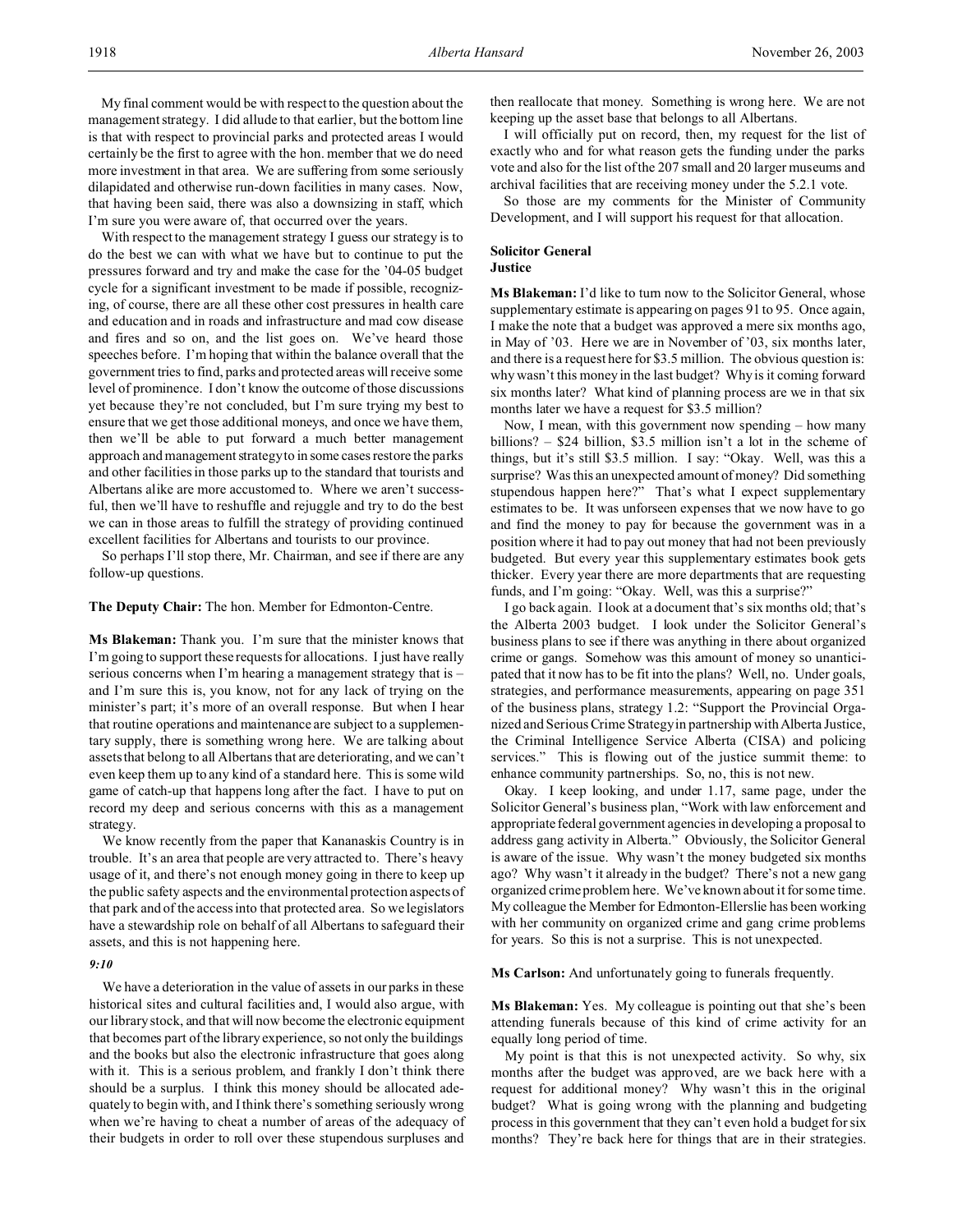My final comment would be with respect to the question about the management strategy. I did allude to that earlier, but the bottom line is that with respect to provincial parks and protected areas I would certainly be the first to agree with the hon. member that we do need more investment in that area. We are suffering from some seriously dilapidated and otherwise run-down facilities in many cases. Now, that having been said, there was also a downsizing in staff, which I'm sure you were aware of, that occurred over the years.

With respect to the management strategy I guess our strategy is to do the best we can with what we have but to continue to put the pressures forward and try and make the case for the '04-05 budget cycle for a significant investment to be made if possible, recognizing, of course, there are all these other cost pressures in health care and education and in roads and infrastructure and mad cow disease and fires and so on, and the list goes on. We've heard those speeches before. I'm hoping that within the balance overall that the government tries to find, parks and protected areas will receive some level of prominence. I don't know the outcome of those discussions yet because they're not concluded, but I'm sure trying my best to ensure that we get those additional moneys, and once we have them, then we'll be able to put forward a much better management approach and management strategy to in some cases restore the parks and other facilities in those parks up to the standard that tourists and Albertans alike are more accustomed to. Where we aren't successful, then we'll have to reshuffle and rejuggle and try to do the best we can in those areas to fulfill the strategy of providing continued excellent facilities for Albertans and tourists to our province.

So perhaps I'll stop there, Mr. Chairman, and see if there are any follow-up questions.

**The Deputy Chair:** The hon. Member for Edmonton-Centre.

**Ms Blakeman:** Thank you. I'm sure that the minister knows that I'm going to support these requests for allocations. I just have really serious concerns when I'm hearing a management strategy that is – and I'm sure this is, you know, not for any lack of trying on the minister's part; it's more of an overall response. But when I hear that routine operations and maintenance are subject to a supplementary supply, there is something wrong here. We are talking about assets that belong to all Albertans that are deteriorating, and we can't even keep them up to any kind of a standard here. This is some wild game of catch-up that happens long after the fact. I have to put on record my deep and serious concerns with this as a management strategy.

We know recently from the paper that Kananaskis Country is in trouble. It's an area that people are very attracted to. There's heavy usage of it, and there's not enough money going in there to keep up the public safety aspects and the environmental protection aspects of that park and of the access into that protected area. So we legislators have a stewardship role on behalf of all Albertans to safeguard their assets, and this is not happening here.

*9:10*

We have a deterioration in the value of assets in our parks in these historical sites and cultural facilities and, I would also argue, with our library stock, and that will now become the electronic equipment that becomes part of the library experience, so not only the buildings and the books but also the electronic infrastructure that goes along with it. This is a serious problem, and frankly I don't think there should be a surplus. I think this money should be allocated adequately to begin with, and I think there's something seriously wrong when we're having to cheat a number of areas of the adequacy of their budgets in order to roll over these stupendous surpluses and then reallocate that money. Something is wrong here. We are not keeping up the asset base that belongs to all Albertans.

I will officially put on record, then, my request for the list of exactly who and for what reason gets the funding under the parks vote and also for the list of the 207 small and 20 larger museums and archival facilities that are receiving money under the 5.2.1 vote.

So those are my comments for the Minister of Community Development, and I will support his request for that allocation.

**Solicitor General**
**Justice**

**Ms Blakeman:** I'd like to turn now to the Solicitor General, whose supplementary estimate is appearing on pages 91 to 95. Once again, I make the note that a budget was approved a mere six months ago, in May of '03. Here we are in November of '03, six months later, and there is a request here for $3.5 million. The obvious question is: why wasn't this money in the last budget? Why is it coming forward six months later? What kind of planning process are we in that six months later we have a request for $3.5 million?

Now, I mean, with this government now spending – how many billions? – $24 billion, $3.5 million isn't a lot in the scheme of things, but it's still $3.5 million. I say: "Okay. Well, was this a surprise? Was this an unexpected amount of money? Did something stupendous happen here?" That's what I expect supplementary estimates to be. It was unforseen expenses that we now have to go and find the money to pay for because the government was in a position where it had to pay out money that had not been previously budgeted. But every year this supplementary estimates book gets thicker. Every year there are more departments that are requesting funds, and I'm going: "Okay. Well, was this a surprise?"

I go back again. I look at a document that's six months old; that's the Alberta 2003 budget. I look under the Solicitor General's business plans to see if there was anything in there about organized crime or gangs. Somehow was this amount of money so unanticipated that it now has to be fit into the plans? Well, no. Under goals, strategies, and performance measurements, appearing on page 351 of the business plans, strategy 1.2: "Support the Provincial Organized and Serious Crime Strategy in partnership with Alberta Justice, the Criminal Intelligence Service Alberta (CISA) and policing services." This is flowing out of the justice summit theme: to enhance community partnerships. So, no, this is not new.

Okay. I keep looking, and under 1.17, same page, under the Solicitor General's business plan, "Work with law enforcement and appropriate federal government agencies in developing a proposal to address gang activity in Alberta." Obviously, the Solicitor General is aware of the issue. Why wasn't the money budgeted six months ago? Why wasn't it already in the budget? There's not a new gang organized crime problem here. We've known about it for some time. My colleague the Member for Edmonton-Ellerslie has been working with her community on organized crime and gang crime problems for years. So this is not a surprise. This is not unexpected.

**Ms Carlson:** And unfortunately going to funerals frequently.

**Ms Blakeman:** Yes. My colleague is pointing out that she's been attending funerals because of this kind of crime activity for an equally long period of time.

My point is that this is not unexpected activity. So why, six months after the budget was approved, are we back here with a request for additional money? Why wasn't this in the original budget? What is going wrong with the planning and budgeting process in this government that they can't even hold a budget for six months? They're back here for things that are in their strategies.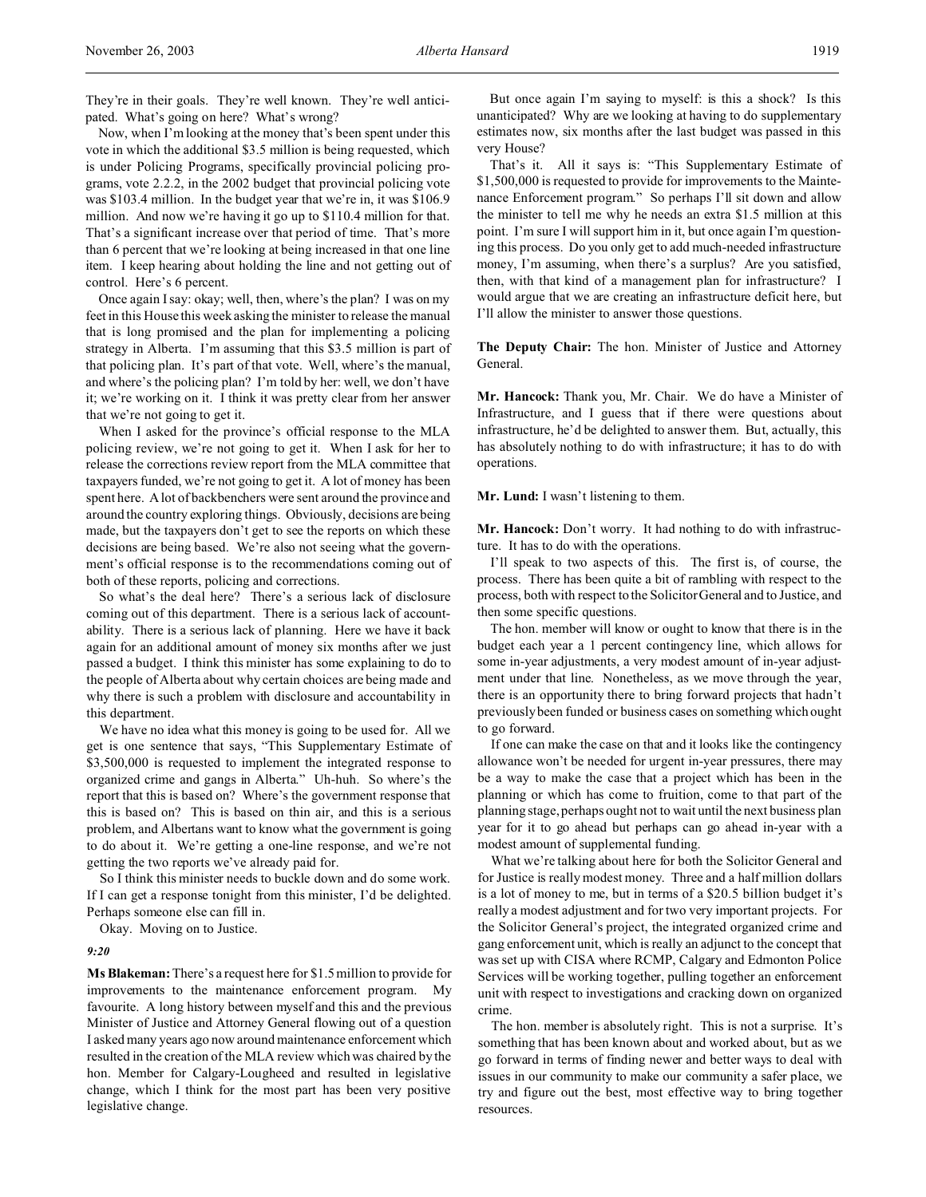They're in their goals. They're well known. They're well anticipated. What's going on here? What's wrong?

Now, when I'm looking at the money that's been spent under this vote in which the additional $3.5 million is being requested, which is under Policing Programs, specifically provincial policing programs, vote 2.2.2, in the 2002 budget that provincial policing vote was $103.4 million. In the budget year that we're in, it was $106.9 million. And now we're having it go up to $110.4 million for that. That's a significant increase over that period of time. That's more than 6 percent that we're looking at being increased in that one line item. I keep hearing about holding the line and not getting out of control. Here's 6 percent.

Once again I say: okay; well, then, where's the plan? I was on my feet in this House this week asking the minister to release the manual that is long promised and the plan for implementing a policing strategy in Alberta. I'm assuming that this $3.5 million is part of that policing plan. It's part of that vote. Well, where's the manual, and where's the policing plan? I'm told by her: well, we don't have it; we're working on it. I think it was pretty clear from her answer that we're not going to get it.

When I asked for the province's official response to the MLA policing review, we're not going to get it. When I ask for her to release the corrections review report from the MLA committee that taxpayers funded, we're not going to get it. A lot of money has been spent here. A lot of backbenchers were sent around the province and around the country exploring things. Obviously, decisions are being made, but the taxpayers don't get to see the reports on which these decisions are being based. We're also not seeing what the government's official response is to the recommendations coming out of both of these reports, policing and corrections.

So what's the deal here? There's a serious lack of disclosure coming out of this department. There is a serious lack of accountability. There is a serious lack of planning. Here we have it back again for an additional amount of money six months after we just passed a budget. I think this minister has some explaining to do to the people of Alberta about why certain choices are being made and why there is such a problem with disclosure and accountability in this department.

We have no idea what this money is going to be used for. All we get is one sentence that says, "This Supplementary Estimate of $3,500,000 is requested to implement the integrated response to organized crime and gangs in Alberta." Uh-huh. So where's the report that this is based on? Where's the government response that this is based on? This is based on thin air, and this is a serious problem, and Albertans want to know what the government is going to do about it. We're getting a one-line response, and we're not getting the two reports we've already paid for.

So I think this minister needs to buckle down and do some work. If I can get a response tonight from this minister, I'd be delighted. Perhaps someone else can fill in.

Okay. Moving on to Justice.

*9:20*

**Ms Blakeman:** There's a request here for $1.5 million to provide for improvements to the maintenance enforcement program. My favourite. A long history between myself and this and the previous Minister of Justice and Attorney General flowing out of a question I asked many years ago now around maintenance enforcement which resulted in the creation of the MLA review which was chaired by the hon. Member for Calgary-Lougheed and resulted in legislative change, which I think for the most part has been very positive legislative change.

But once again I'm saying to myself: is this a shock? Is this unanticipated? Why are we looking at having to do supplementary estimates now, six months after the last budget was passed in this very House?

That's it. All it says is: "This Supplementary Estimate of $1,500,000 is requested to provide for improvements to the Maintenance Enforcement program." So perhaps I'll sit down and allow the minister to tell me why he needs an extra $1.5 million at this point. I'm sure I will support him in it, but once again I'm questioning this process. Do you only get to add much-needed infrastructure money, I'm assuming, when there's a surplus? Are you satisfied, then, with that kind of a management plan for infrastructure? I would argue that we are creating an infrastructure deficit here, but I'll allow the minister to answer those questions.

**The Deputy Chair:** The hon. Minister of Justice and Attorney General.

**Mr. Hancock:** Thank you, Mr. Chair. We do have a Minister of Infrastructure, and I guess that if there were questions about infrastructure, he'd be delighted to answer them. But, actually, this has absolutely nothing to do with infrastructure; it has to do with operations.

**Mr. Lund:** I wasn't listening to them.

**Mr. Hancock:** Don't worry. It had nothing to do with infrastructure. It has to do with the operations.

I'll speak to two aspects of this. The first is, of course, the process. There has been quite a bit of rambling with respect to the process, both with respect to the Solicitor General and to Justice, and then some specific questions.

The hon. member will know or ought to know that there is in the budget each year a 1 percent contingency line, which allows for some in-year adjustments, a very modest amount of in-year adjustment under that line. Nonetheless, as we move through the year, there is an opportunity there to bring forward projects that hadn't previously been funded or business cases on something which ought to go forward.

If one can make the case on that and it looks like the contingency allowance won't be needed for urgent in-year pressures, there may be a way to make the case that a project which has been in the planning or which has come to fruition, come to that part of the planning stage, perhaps ought not to wait until the next business plan year for it to go ahead but perhaps can go ahead in-year with a modest amount of supplemental funding.

What we're talking about here for both the Solicitor General and for Justice is really modest money. Three and a half million dollars is a lot of money to me, but in terms of a $20.5 billion budget it's really a modest adjustment and for two very important projects. For the Solicitor General's project, the integrated organized crime and gang enforcement unit, which is really an adjunct to the concept that was set up with CISA where RCMP, Calgary and Edmonton Police Services will be working together, pulling together an enforcement unit with respect to investigations and cracking down on organized crime.

The hon. member is absolutely right. This is not a surprise. It's something that has been known about and worked about, but as we go forward in terms of finding newer and better ways to deal with issues in our community to make our community a safer place, we try and figure out the best, most effective way to bring together resources.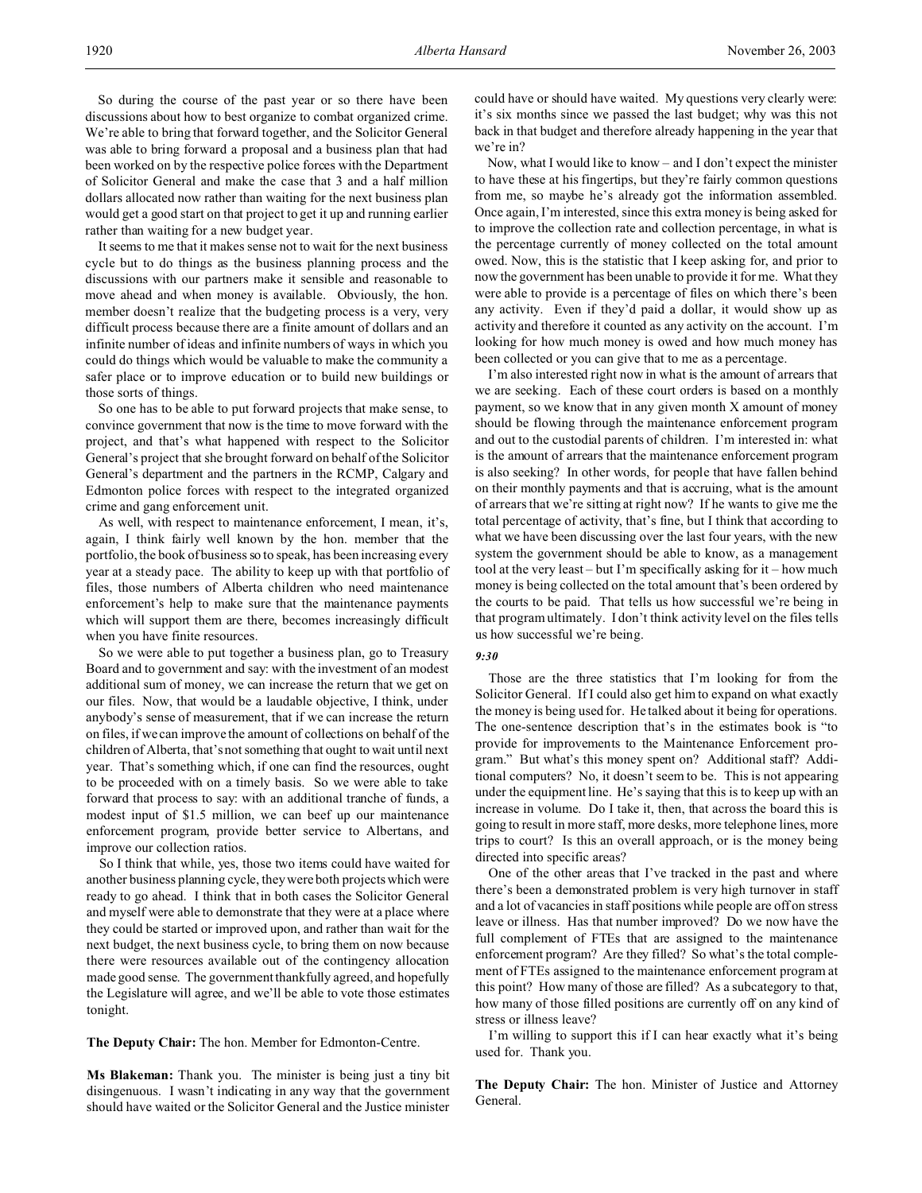So during the course of the past year or so there have been discussions about how to best organize to combat organized crime. We're able to bring that forward together, and the Solicitor General was able to bring forward a proposal and a business plan that had been worked on by the respective police forces with the Department of Solicitor General and make the case that 3 and a half million dollars allocated now rather than waiting for the next business plan would get a good start on that project to get it up and running earlier rather than waiting for a new budget year.

It seems to me that it makes sense not to wait for the next business cycle but to do things as the business planning process and the discussions with our partners make it sensible and reasonable to move ahead and when money is available. Obviously, the hon. member doesn't realize that the budgeting process is a very, very difficult process because there are a finite amount of dollars and an infinite number of ideas and infinite numbers of ways in which you could do things which would be valuable to make the community a safer place or to improve education or to build new buildings or those sorts of things.

So one has to be able to put forward projects that make sense, to convince government that now is the time to move forward with the project, and that's what happened with respect to the Solicitor General's project that she brought forward on behalf of the Solicitor General's department and the partners in the RCMP, Calgary and Edmonton police forces with respect to the integrated organized crime and gang enforcement unit.

As well, with respect to maintenance enforcement, I mean, it's, again, I think fairly well known by the hon. member that the portfolio, the book of business so to speak, has been increasing every year at a steady pace. The ability to keep up with that portfolio of files, those numbers of Alberta children who need maintenance enforcement's help to make sure that the maintenance payments which will support them are there, becomes increasingly difficult when you have finite resources.

So we were able to put together a business plan, go to Treasury Board and to government and say: with the investment of an modest additional sum of money, we can increase the return that we get on our files. Now, that would be a laudable objective, I think, under anybody's sense of measurement, that if we can increase the return on files, if we can improve the amount of collections on behalf of the children of Alberta, that's not something that ought to wait until next year. That's something which, if one can find the resources, ought to be proceeded with on a timely basis. So we were able to take forward that process to say: with an additional tranche of funds, a modest input of $1.5 million, we can beef up our maintenance enforcement program, provide better service to Albertans, and improve our collection ratios.

So I think that while, yes, those two items could have waited for another business planning cycle, they were both projects which were ready to go ahead. I think that in both cases the Solicitor General and myself were able to demonstrate that they were at a place where they could be started or improved upon, and rather than wait for the next budget, the next business cycle, to bring them on now because there were resources available out of the contingency allocation made good sense. The government thankfully agreed, and hopefully the Legislature will agree, and we'll be able to vote those estimates tonight.

**The Deputy Chair:** The hon. Member for Edmonton-Centre.

**Ms Blakeman:** Thank you. The minister is being just a tiny bit disingenuous. I wasn't indicating in any way that the government should have waited or the Solicitor General and the Justice minister could have or should have waited. My questions very clearly were: it's six months since we passed the last budget; why was this not back in that budget and therefore already happening in the year that we're in?

Now, what I would like to know – and I don't expect the minister to have these at his fingertips, but they're fairly common questions from me, so maybe he's already got the information assembled. Once again, I'm interested, since this extra money is being asked for to improve the collection rate and collection percentage, in what is the percentage currently of money collected on the total amount owed. Now, this is the statistic that I keep asking for, and prior to now the government has been unable to provide it for me. What they were able to provide is a percentage of files on which there's been any activity. Even if they'd paid a dollar, it would show up as activity and therefore it counted as any activity on the account. I'm looking for how much money is owed and how much money has been collected or you can give that to me as a percentage.

I'm also interested right now in what is the amount of arrears that we are seeking. Each of these court orders is based on a monthly payment, so we know that in any given month X amount of money should be flowing through the maintenance enforcement program and out to the custodial parents of children. I'm interested in: what is the amount of arrears that the maintenance enforcement program is also seeking? In other words, for people that have fallen behind on their monthly payments and that is accruing, what is the amount of arrears that we're sitting at right now? If he wants to give me the total percentage of activity, that's fine, but I think that according to what we have been discussing over the last four years, with the new system the government should be able to know, as a management tool at the very least – but I'm specifically asking for it – how much money is being collected on the total amount that's been ordered by the courts to be paid. That tells us how successful we're being in that program ultimately. I don't think activity level on the files tells us how successful we're being.

*9:30*

Those are the three statistics that I'm looking for from the Solicitor General. If I could also get him to expand on what exactly the money is being used for. He talked about it being for operations. The one-sentence description that's in the estimates book is "to provide for improvements to the Maintenance Enforcement program." But what's this money spent on? Additional staff? Additional computers? No, it doesn't seem to be. This is not appearing under the equipment line. He's saying that this is to keep up with an increase in volume. Do I take it, then, that across the board this is going to result in more staff, more desks, more telephone lines, more trips to court? Is this an overall approach, or is the money being directed into specific areas?

One of the other areas that I've tracked in the past and where there's been a demonstrated problem is very high turnover in staff and a lot of vacancies in staff positions while people are off on stress leave or illness. Has that number improved? Do we now have the full complement of FTEs that are assigned to the maintenance enforcement program? Are they filled? So what's the total complement of FTEs assigned to the maintenance enforcement program at this point? How many of those are filled? As a subcategory to that, how many of those filled positions are currently off on any kind of stress or illness leave?

I'm willing to support this if I can hear exactly what it's being used for. Thank you.

**The Deputy Chair:** The hon. Minister of Justice and Attorney General.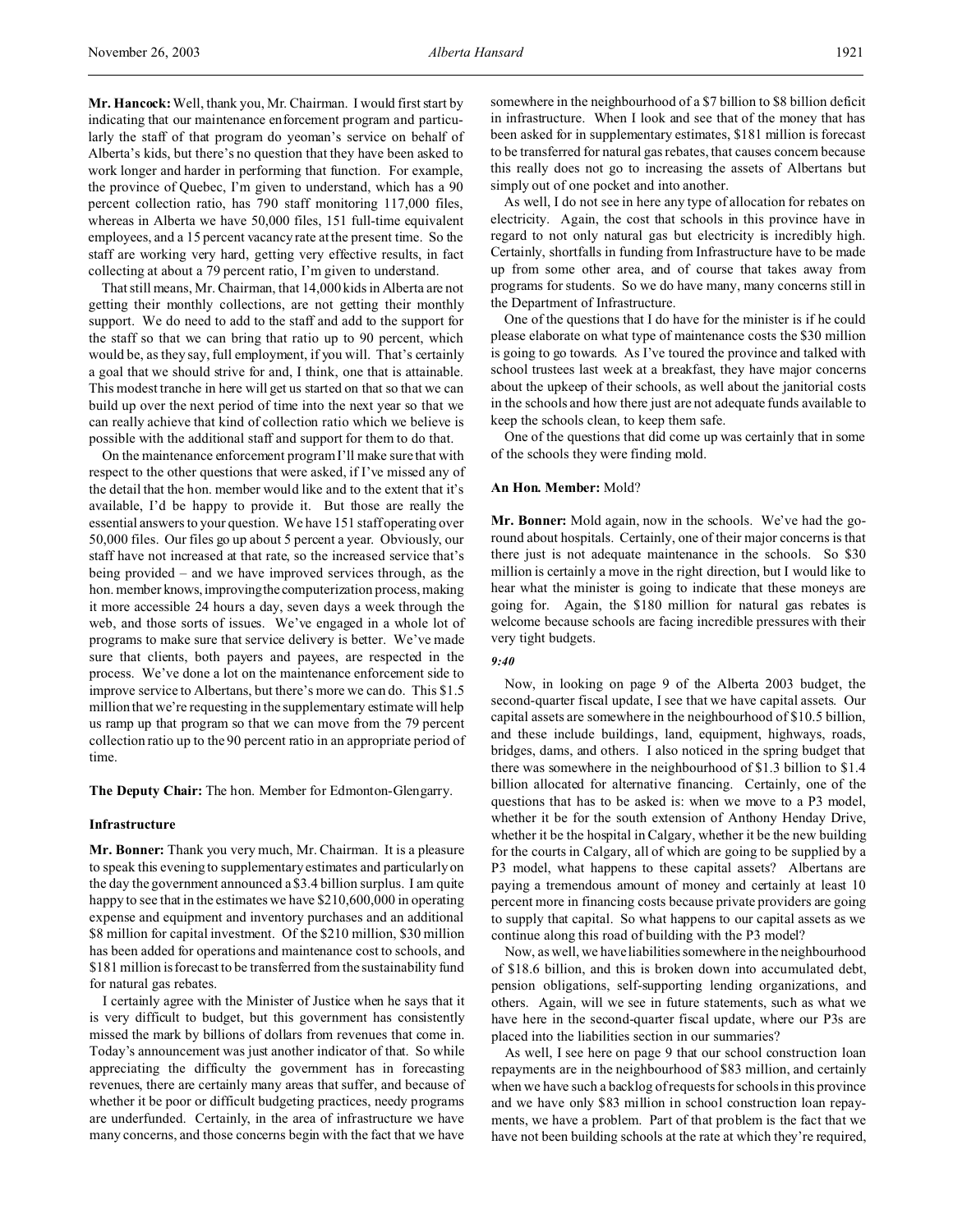**Mr. Hancock:** Well, thank you, Mr. Chairman. I would first start by indicating that our maintenance enforcement program and particularly the staff of that program do yeoman's service on behalf of Alberta's kids, but there's no question that they have been asked to work longer and harder in performing that function. For example, the province of Quebec, I'm given to understand, which has a 90 percent collection ratio, has 790 staff monitoring 117,000 files, whereas in Alberta we have 50,000 files, 151 full-time equivalent employees, and a 15 percent vacancy rate at the present time. So the staff are working very hard, getting very effective results, in fact collecting at about a 79 percent ratio, I'm given to understand.

That still means, Mr. Chairman, that 14,000 kids in Alberta are not getting their monthly collections, are not getting their monthly support. We do need to add to the staff and add to the support for the staff so that we can bring that ratio up to 90 percent, which would be, as they say, full employment, if you will. That's certainly a goal that we should strive for and, I think, one that is attainable. This modest tranche in here will get us started on that so that we can build up over the next period of time into the next year so that we can really achieve that kind of collection ratio which we believe is possible with the additional staff and support for them to do that.

On the maintenance enforcement program I'll make sure that with respect to the other questions that were asked, if I've missed any of the detail that the hon. member would like and to the extent that it's available, I'd be happy to provide it. But those are really the essential answers to your question. We have 151 staff operating over 50,000 files. Our files go up about 5 percent a year. Obviously, our staff have not increased at that rate, so the increased service that's being provided – and we have improved services through, as the hon. member knows, improving the computerization process, making it more accessible 24 hours a day, seven days a week through the web, and those sorts of issues. We've engaged in a whole lot of programs to make sure that service delivery is better. We've made sure that clients, both payers and payees, are respected in the process. We've done a lot on the maintenance enforcement side to improve service to Albertans, but there's more we can do. This $1.5 million that we're requesting in the supplementary estimate will help us ramp up that program so that we can move from the 79 percent collection ratio up to the 90 percent ratio in an appropriate period of time.

**The Deputy Chair:** The hon. Member for Edmonton-Glengarry.

### Infrastructure

**Mr. Bonner:** Thank you very much, Mr. Chairman. It is a pleasure to speak this evening to supplementary estimates and particularly on the day the government announced a $3.4 billion surplus. I am quite happy to see that in the estimates we have $210,600,000 in operating expense and equipment and inventory purchases and an additional $8 million for capital investment. Of the $210 million, $30 million has been added for operations and maintenance cost to schools, and $181 million is forecast to be transferred from the sustainability fund for natural gas rebates.

I certainly agree with the Minister of Justice when he says that it is very difficult to budget, but this government has consistently missed the mark by billions of dollars from revenues that come in. Today's announcement was just another indicator of that. So while appreciating the difficulty the government has in forecasting revenues, there are certainly many areas that suffer, and because of whether it be poor or difficult budgeting practices, needy programs are underfunded. Certainly, in the area of infrastructure we have many concerns, and those concerns begin with the fact that we have somewhere in the neighbourhood of a $7 billion to $8 billion deficit in infrastructure. When I look and see that of the money that has been asked for in supplementary estimates, $181 million is forecast to be transferred for natural gas rebates, that causes concern because this really does not go to increasing the assets of Albertans but simply out of one pocket and into another.

As well, I do not see in here any type of allocation for rebates on electricity. Again, the cost that schools in this province have in regard to not only natural gas but electricity is incredibly high. Certainly, shortfalls in funding from Infrastructure have to be made up from some other area, and of course that takes away from programs for students. So we do have many, many concerns still in the Department of Infrastructure.

One of the questions that I do have for the minister is if he could please elaborate on what type of maintenance costs the $30 million is going to go towards. As I've toured the province and talked with school trustees last week at a breakfast, they have major concerns about the upkeep of their schools, as well about the janitorial costs in the schools and how there just are not adequate funds available to keep the schools clean, to keep them safe.

One of the questions that did come up was certainly that in some of the schools they were finding mold.

**An Hon. Member:** Mold?

**Mr. Bonner:** Mold again, now in the schools. We've had the go-round about hospitals. Certainly, one of their major concerns is that there just is not adequate maintenance in the schools. So $30 million is certainly a move in the right direction, but I would like to hear what the minister is going to indicate that these moneys are going for. Again, the $180 million for natural gas rebates is welcome because schools are facing incredible pressures with their very tight budgets.

*9:40*

Now, in looking on page 9 of the Alberta 2003 budget, the second-quarter fiscal update, I see that we have capital assets. Our capital assets are somewhere in the neighbourhood of $10.5 billion, and these include buildings, land, equipment, highways, roads, bridges, dams, and others. I also noticed in the spring budget that there was somewhere in the neighbourhood of $1.3 billion to $1.4 billion allocated for alternative financing. Certainly, one of the questions that has to be asked is: when we move to a P3 model, whether it be for the south extension of Anthony Henday Drive, whether it be the hospital in Calgary, whether it be the new building for the courts in Calgary, all of which are going to be supplied by a P3 model, what happens to these capital assets? Albertans are paying a tremendous amount of money and certainly at least 10 percent more in financing costs because private providers are going to supply that capital. So what happens to our capital assets as we continue along this road of building with the P3 model?

Now, as well, we have liabilities somewhere in the neighbourhood of $18.6 billion, and this is broken down into accumulated debt, pension obligations, self-supporting lending organizations, and others. Again, will we see in future statements, such as what we have here in the second-quarter fiscal update, where our P3s are placed into the liabilities section in our summaries?

As well, I see here on page 9 that our school construction loan repayments are in the neighbourhood of $83 million, and certainly when we have such a backlog of requests for schools in this province and we have only $83 million in school construction loan repayments, we have a problem. Part of that problem is the fact that we have not been building schools at the rate at which they're required,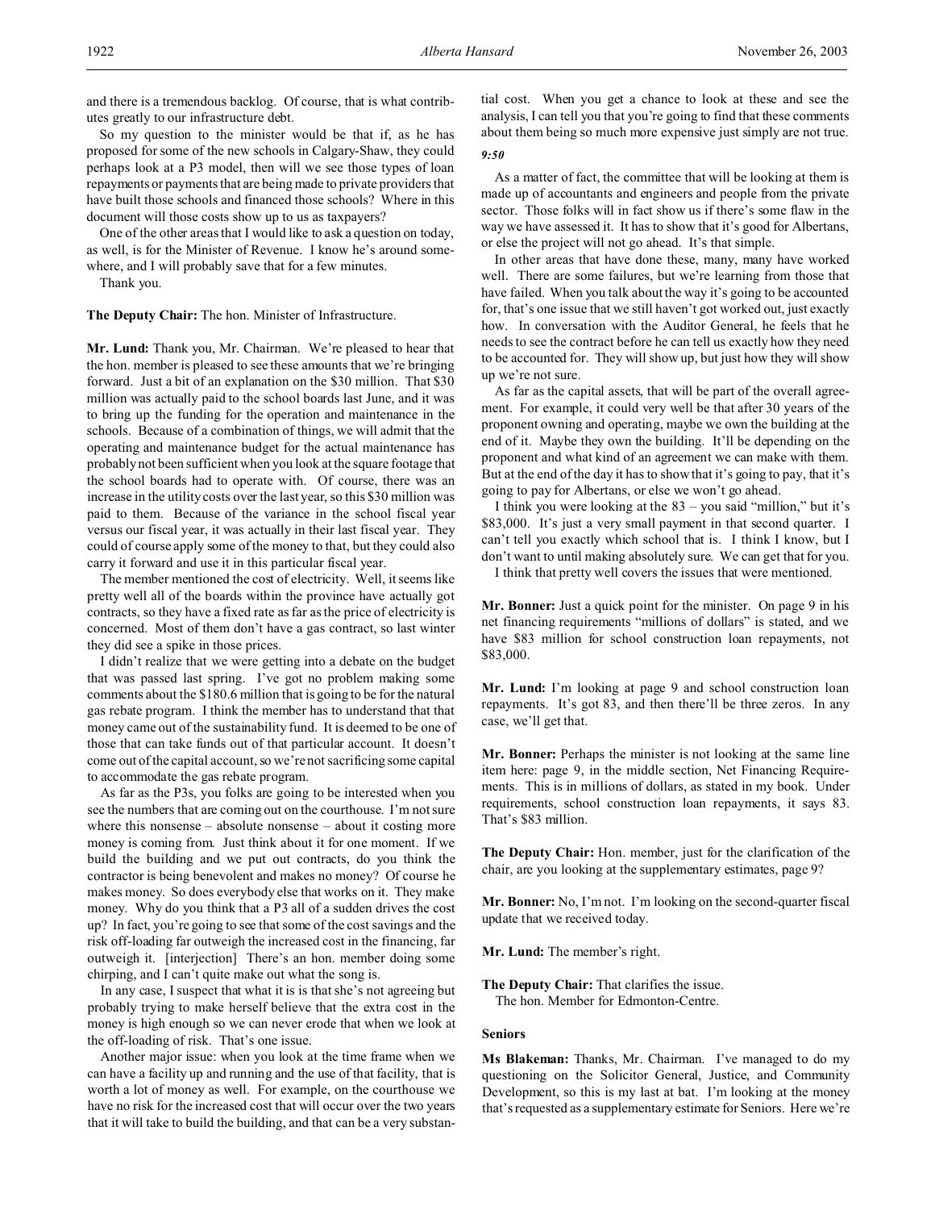and there is a tremendous backlog. Of course, that is what contributes greatly to our infrastructure debt.

So my question to the minister would be that if, as he has proposed for some of the new schools in Calgary-Shaw, they could perhaps look at a P3 model, then will we see those types of loan repayments or payments that are being made to private providers that have built those schools and financed those schools? Where in this document will those costs show up to us as taxpayers?

One of the other areas that I would like to ask a question on today, as well, is for the Minister of Revenue. I know he's around somewhere, and I will probably save that for a few minutes.

Thank you.

**The Deputy Chair:** The hon. Minister of Infrastructure.

**Mr. Lund:** Thank you, Mr. Chairman. We're pleased to hear that the hon. member is pleased to see these amounts that we're bringing forward. Just a bit of an explanation on the $30 million. That $30 million was actually paid to the school boards last June, and it was to bring up the funding for the operation and maintenance in the schools. Because of a combination of things, we will admit that the operating and maintenance budget for the actual maintenance has probably not been sufficient when you look at the square footage that the school boards had to operate with. Of course, there was an increase in the utility costs over the last year, so this $30 million was paid to them. Because of the variance in the school fiscal year versus our fiscal year, it was actually in their last fiscal year. They could of course apply some of the money to that, but they could also carry it forward and use it in this particular fiscal year.

The member mentioned the cost of electricity. Well, it seems like pretty well all of the boards within the province have actually got contracts, so they have a fixed rate as far as the price of electricity is concerned. Most of them don't have a gas contract, so last winter they did see a spike in those prices.

I didn't realize that we were getting into a debate on the budget that was passed last spring. I've got no problem making some comments about the $180.6 million that is going to be for the natural gas rebate program. I think the member has to understand that that money came out of the sustainability fund. It is deemed to be one of those that can take funds out of that particular account. It doesn't come out of the capital account, so we're not sacrificing some capital to accommodate the gas rebate program.

As far as the P3s, you folks are going to be interested when you see the numbers that are coming out on the courthouse. I'm not sure where this nonsense – absolute nonsense – about it costing more money is coming from. Just think about it for one moment. If we build the building and we put out contracts, do you think the contractor is being benevolent and makes no money? Of course he makes money. So does everybody else that works on it. They make money. Why do you think that a P3 all of a sudden drives the cost up? In fact, you're going to see that some of the cost savings and the risk off-loading far outweigh the increased cost in the financing, far outweigh it. [interjection] There's an hon. member doing some chirping, and I can't quite make out what the song is.

In any case, I suspect that what it is is that she's not agreeing but probably trying to make herself believe that the extra cost in the money is high enough so we can never erode that when we look at the off-loading of risk. That's one issue.

Another major issue: when you look at the time frame when we can have a facility up and running and the use of that facility, that is worth a lot of money as well. For example, on the courthouse we have no risk for the increased cost that will occur over the two years that it will take to build the building, and that can be a very substantial cost. When you get a chance to look at these and see the analysis, I can tell you that you're going to find that these comments about them being so much more expensive just simply are not true.

*9:50*

As a matter of fact, the committee that will be looking at them is made up of accountants and engineers and people from the private sector. Those folks will in fact show us if there's some flaw in the way we have assessed it. It has to show that it's good for Albertans, or else the project will not go ahead. It's that simple.

In other areas that have done these, many, many have worked well. There are some failures, but we're learning from those that have failed. When you talk about the way it's going to be accounted for, that's one issue that we still haven't got worked out, just exactly how. In conversation with the Auditor General, he feels that he needs to see the contract before he can tell us exactly how they need to be accounted for. They will show up, but just how they will show up we're not sure.

As far as the capital assets, that will be part of the overall agreement. For example, it could very well be that after 30 years of the proponent owning and operating, maybe we own the building at the end of it. Maybe they own the building. It'll be depending on the proponent and what kind of an agreement we can make with them. But at the end of the day it has to show that it's going to pay, that it's going to pay for Albertans, or else we won't go ahead.

I think you were looking at the 83 – you said "million," but it's $83,000. It's just a very small payment in that second quarter. I can't tell you exactly which school that is. I think I know, but I don't want to until making absolutely sure. We can get that for you.

I think that pretty well covers the issues that were mentioned.

**Mr. Bonner:** Just a quick point for the minister. On page 9 in his net financing requirements "millions of dollars" is stated, and we have $83 million for school construction loan repayments, not $83,000.

**Mr. Lund:** I'm looking at page 9 and school construction loan repayments. It's got 83, and then there'll be three zeros. In any case, we'll get that.

**Mr. Bonner:** Perhaps the minister is not looking at the same line item here: page 9, in the middle section, Net Financing Requirements. This is in millions of dollars, as stated in my book. Under requirements, school construction loan repayments, it says 83. That's $83 million.

**The Deputy Chair:** Hon. member, just for the clarification of the chair, are you looking at the supplementary estimates, page 9?

**Mr. Bonner:** No, I'm not. I'm looking on the second-quarter fiscal update that we received today.

**Mr. Lund:** The member's right.

**The Deputy Chair:** That clarifies the issue.
The hon. Member for Edmonton-Centre.

### Seniors

**Ms Blakeman:** Thanks, Mr. Chairman. I've managed to do my questioning on the Solicitor General, Justice, and Community Development, so this is my last at bat. I'm looking at the money that's requested as a supplementary estimate for Seniors. Here we're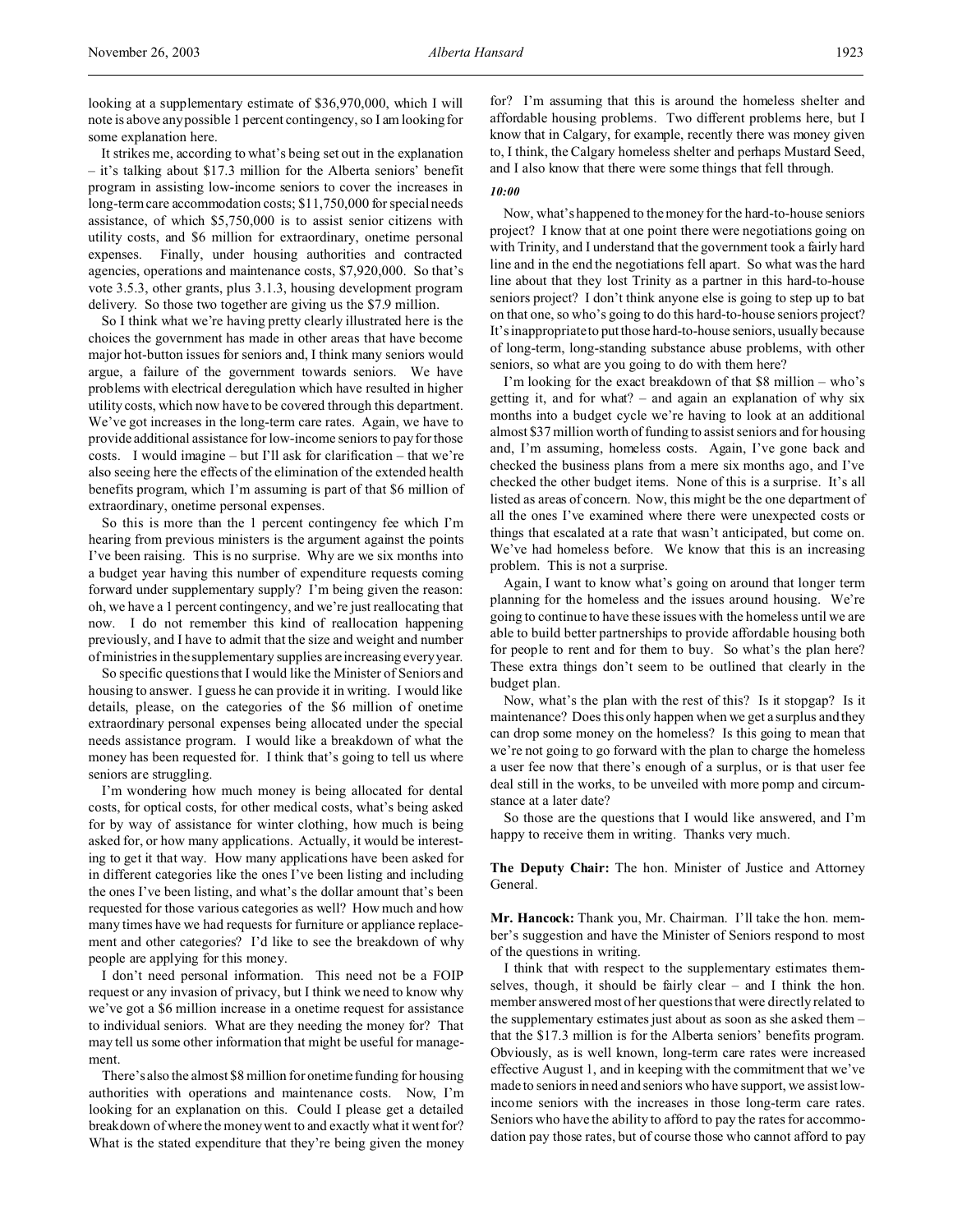looking at a supplementary estimate of $36,970,000, which I will note is above any possible 1 percent contingency, so I am looking for some explanation here.

It strikes me, according to what's being set out in the explanation – it's talking about $17.3 million for the Alberta seniors' benefit program in assisting low-income seniors to cover the increases in long-term care accommodation costs; $11,750,000 for special needs assistance, of which $5,750,000 is to assist senior citizens with utility costs, and $6 million for extraordinary, onetime personal expenses. Finally, under housing authorities and contracted agencies, operations and maintenance costs, $7,920,000. So that's vote 3.5.3, other grants, plus 3.1.3, housing development program delivery. So those two together are giving us the $7.9 million.

So I think what we're having pretty clearly illustrated here is the choices the government has made in other areas that have become major hot-button issues for seniors and, I think many seniors would argue, a failure of the government towards seniors. We have problems with electrical deregulation which have resulted in higher utility costs, which now have to be covered through this department. We've got increases in the long-term care rates. Again, we have to provide additional assistance for low-income seniors to pay for those costs. I would imagine – but I'll ask for clarification – that we're also seeing here the effects of the elimination of the extended health benefits program, which I'm assuming is part of that $6 million of extraordinary, onetime personal expenses.

So this is more than the 1 percent contingency fee which I'm hearing from previous ministers is the argument against the points I've been raising. This is no surprise. Why are we six months into a budget year having this number of expenditure requests coming forward under supplementary supply? I'm being given the reason: oh, we have a 1 percent contingency, and we're just reallocating that now. I do not remember this kind of reallocation happening previously, and I have to admit that the size and weight and number of ministries in the supplementary supplies are increasing every year.

So specific questions that I would like the Minister of Seniors and housing to answer. I guess he can provide it in writing. I would like details, please, on the categories of the $6 million of onetime extraordinary personal expenses being allocated under the special needs assistance program. I would like a breakdown of what the money has been requested for. I think that's going to tell us where seniors are struggling.

I'm wondering how much money is being allocated for dental costs, for optical costs, for other medical costs, what's being asked for by way of assistance for winter clothing, how much is being asked for, or how many applications. Actually, it would be interesting to get it that way. How many applications have been asked for in different categories like the ones I've been listing and including the ones I've been listing, and what's the dollar amount that's been requested for those various categories as well? How much and how many times have we had requests for furniture or appliance replacement and other categories? I'd like to see the breakdown of why people are applying for this money.

I don't need personal information. This need not be a FOIP request or any invasion of privacy, but I think we need to know why we've got a $6 million increase in a onetime request for assistance to individual seniors. What are they needing the money for? That may tell us some other information that might be useful for management.

There's also the almost $8 million for onetime funding for housing authorities with operations and maintenance costs. Now, I'm looking for an explanation on this. Could I please get a detailed breakdown of where the money went to and exactly what it went for? What is the stated expenditure that they're being given the money for? I'm assuming that this is around the homeless shelter and affordable housing problems. Two different problems here, but I know that in Calgary, for example, recently there was money given to, I think, the Calgary homeless shelter and perhaps Mustard Seed, and I also know that there were some things that fell through.

*10:00*

Now, what's happened to the money for the hard-to-house seniors project? I know that at one point there were negotiations going on with Trinity, and I understand that the government took a fairly hard line and in the end the negotiations fell apart. So what was the hard line about that they lost Trinity as a partner in this hard-to-house seniors project? I don't think anyone else is going to step up to bat on that one, so who's going to do this hard-to-house seniors project? It's inappropriate to put those hard-to-house seniors, usually because of long-term, long-standing substance abuse problems, with other seniors, so what are you going to do with them here?

I'm looking for the exact breakdown of that $8 million – who's getting it, and for what? – and again an explanation of why six months into a budget cycle we're having to look at an additional almost $37 million worth of funding to assist seniors and for housing and, I'm assuming, homeless costs. Again, I've gone back and checked the business plans from a mere six months ago, and I've checked the other budget items. None of this is a surprise. It's all listed as areas of concern. Now, this might be the one department of all the ones I've examined where there were unexpected costs or things that escalated at a rate that wasn't anticipated, but come on. We've had homeless before. We know that this is an increasing problem. This is not a surprise.

Again, I want to know what's going on around that longer term planning for the homeless and the issues around housing. We're going to continue to have these issues with the homeless until we are able to build better partnerships to provide affordable housing both for people to rent and for them to buy. So what's the plan here? These extra things don't seem to be outlined that clearly in the budget plan.

Now, what's the plan with the rest of this? Is it stopgap? Is it maintenance? Does this only happen when we get a surplus and they can drop some money on the homeless? Is this going to mean that we're not going to go forward with the plan to charge the homeless a user fee now that there's enough of a surplus, or is that user fee deal still in the works, to be unveiled with more pomp and circumstance at a later date?

So those are the questions that I would like answered, and I'm happy to receive them in writing. Thanks very much.

**The Deputy Chair:** The hon. Minister of Justice and Attorney General.

**Mr. Hancock:** Thank you, Mr. Chairman. I'll take the hon. member's suggestion and have the Minister of Seniors respond to most of the questions in writing.

I think that with respect to the supplementary estimates themselves, though, it should be fairly clear – and I think the hon. member answered most of her questions that were directly related to the supplementary estimates just about as soon as she asked them – that the $17.3 million is for the Alberta seniors' benefits program. Obviously, as is well known, long-term care rates were increased effective August 1, and in keeping with the commitment that we've made to seniors in need and seniors who have support, we assist low-income seniors with the increases in those long-term care rates. Seniors who have the ability to afford to pay the rates for accommodation pay those rates, but of course those who cannot afford to pay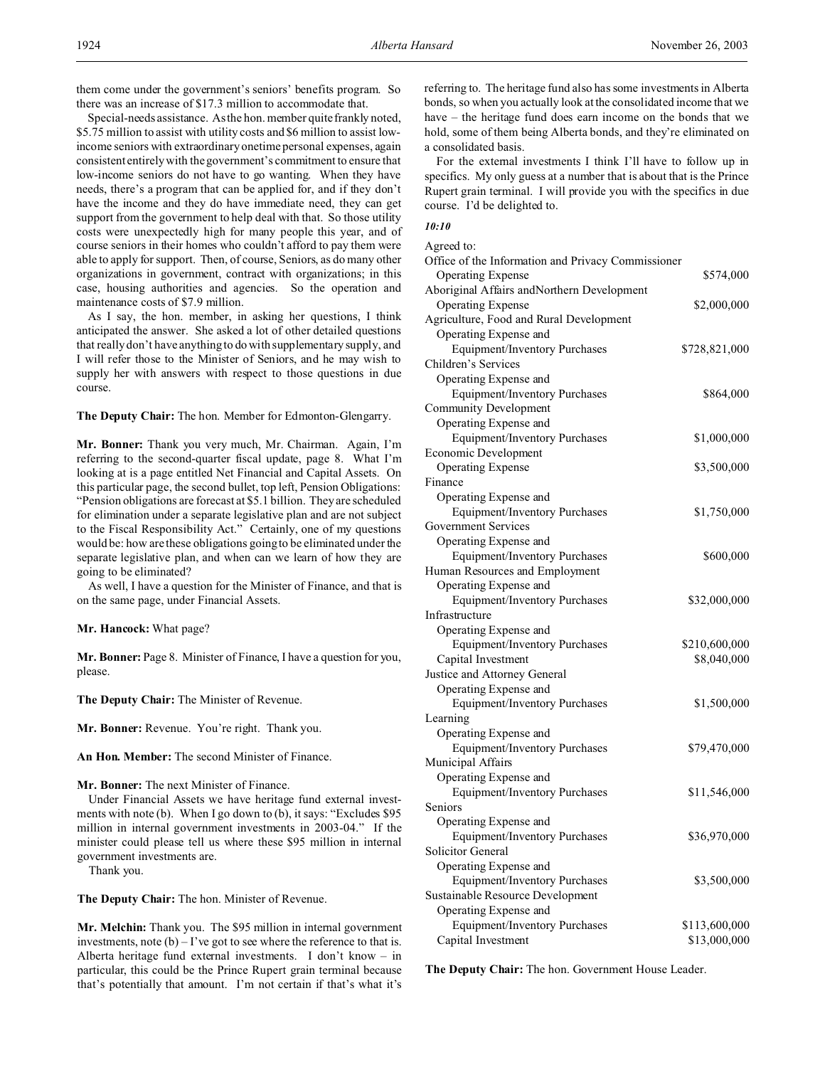them come under the government's seniors' benefits program. So there was an increase of $17.3 million to accommodate that.

Special-needs assistance. As the hon. member quite frankly noted, $5.75 million to assist with utility costs and $6 million to assist low-income seniors with extraordinary onetime personal expenses, again consistent entirely with the government's commitment to ensure that low-income seniors do not have to go wanting. When they have needs, there's a program that can be applied for, and if they don't have the income and they do have immediate need, they can get support from the government to help deal with that. So those utility costs were unexpectedly high for many people this year, and of course seniors in their homes who couldn't afford to pay them were able to apply for support. Then, of course, Seniors, as do many other organizations in government, contract with organizations; in this case, housing authorities and agencies. So the operation and maintenance costs of $7.9 million.

As I say, the hon. member, in asking her questions, I think anticipated the answer. She asked a lot of other detailed questions that really don't have anything to do with supplementary supply, and I will refer those to the Minister of Seniors, and he may wish to supply her with answers with respect to those questions in due course.

**The Deputy Chair:** The hon. Member for Edmonton-Glengarry.

**Mr. Bonner:** Thank you very much, Mr. Chairman. Again, I'm referring to the second-quarter fiscal update, page 8. What I'm looking at is a page entitled Net Financial and Capital Assets. On this particular page, the second bullet, top left, Pension Obligations: "Pension obligations are forecast at $5.1 billion. They are scheduled for elimination under a separate legislative plan and are not subject to the Fiscal Responsibility Act." Certainly, one of my questions would be: how are these obligations going to be eliminated under the separate legislative plan, and when can we learn of how they are going to be eliminated?

As well, I have a question for the Minister of Finance, and that is on the same page, under Financial Assets.

**Mr. Hancock:** What page?

**Mr. Bonner:** Page 8. Minister of Finance, I have a question for you, please.

**The Deputy Chair:** The Minister of Revenue.

**Mr. Bonner:** Revenue. You're right. Thank you.

**An Hon. Member:** The second Minister of Finance.

**Mr. Bonner:** The next Minister of Finance.

Under Financial Assets we have heritage fund external investments with note (b). When I go down to (b), it says: "Excludes $95 million in internal government investments in 2003-04." If the minister could please tell us where these $95 million in internal government investments are.

Thank you.

**The Deputy Chair:** The hon. Minister of Revenue.

**Mr. Melchin:** Thank you. The $95 million in internal government investments, note (b) – I've got to see where the reference to that is. Alberta heritage fund external investments. I don't know – in particular, this could be the Prince Rupert grain terminal because that's potentially that amount. I'm not certain if that's what it's referring to. The heritage fund also has some investments in Alberta bonds, so when you actually look at the consolidated income that we have – the heritage fund does earn income on the bonds that we hold, some of them being Alberta bonds, and they're eliminated on a consolidated basis.

For the external investments I think I'll have to follow up in specifics. My only guess at a number that is about that is the Prince Rupert grain terminal. I will provide you with the specifics in due course. I'd be delighted to.

*10:10*

Agreed to:

| | |
|---|---|
| Office of the Information and Privacy Commissioner | |
| Operating Expense | $574,000 |
| Aboriginal Affairs and Northern Development | |
| Operating Expense | $2,000,000 |
| Agriculture, Food and Rural Development | |
| Operating Expense and Equipment/Inventory Purchases | $728,821,000 |
| Children's Services | |
| Operating Expense and Equipment/Inventory Purchases | $864,000 |
| Community Development | |
| Operating Expense and Equipment/Inventory Purchases | $1,000,000 |
| Economic Development | |
| Operating Expense | $3,500,000 |
| Finance | |
| Operating Expense and Equipment/Inventory Purchases | $1,750,000 |
| Government Services | |
| Operating Expense and Equipment/Inventory Purchases | $600,000 |
| Human Resources and Employment | |
| Operating Expense and Equipment/Inventory Purchases | $32,000,000 |
| Infrastructure | |
| Operating Expense and Equipment/Inventory Purchases | $210,600,000 |
| Capital Investment | $8,040,000 |
| Justice and Attorney General | |
| Operating Expense and Equipment/Inventory Purchases | $1,500,000 |
| Learning | |
| Operating Expense and Equipment/Inventory Purchases | $79,470,000 |
| Municipal Affairs | |
| Operating Expense and Equipment/Inventory Purchases | $11,546,000 |
| Seniors | |
| Operating Expense and Equipment/Inventory Purchases | $36,970,000 |
| Solicitor General | |
| Operating Expense and Equipment/Inventory Purchases | $3,500,000 |
| Sustainable Resource Development | |
| Operating Expense and Equipment/Inventory Purchases | $113,600,000 |
| Capital Investment | $13,000,000 |

**The Deputy Chair:** The hon. Government House Leader.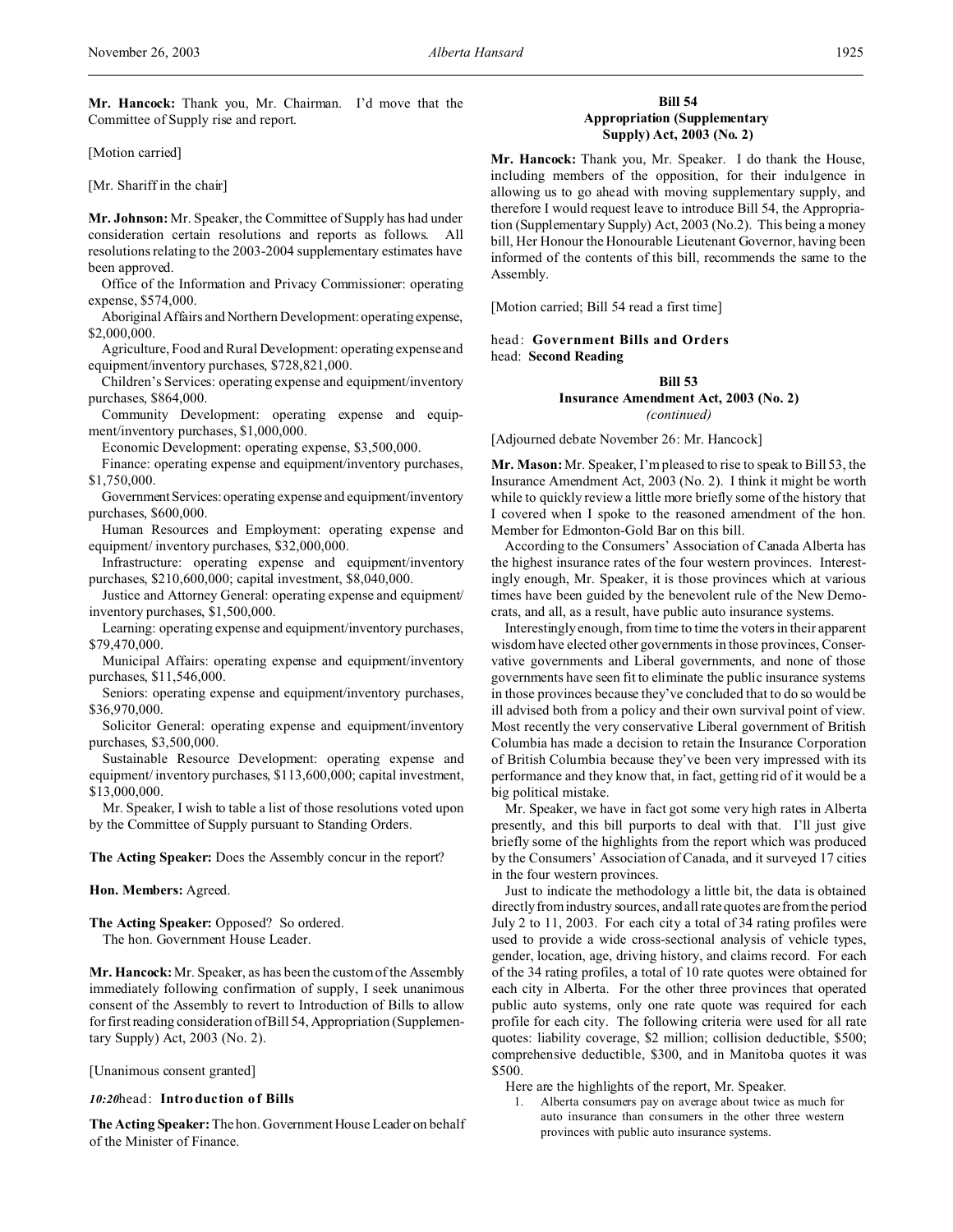**Mr. Hancock:** Thank you, Mr. Chairman. I'd move that the Committee of Supply rise and report.

[Motion carried]

[Mr. Shariff in the chair]

**Mr. Johnson:** Mr. Speaker, the Committee of Supply has had under consideration certain resolutions and reports as follows. All resolutions relating to the 2003-2004 supplementary estimates have been approved.

Office of the Information and Privacy Commissioner: operating expense, $574,000.

Aboriginal Affairs and Northern Development: operating expense, $2,000,000.

Agriculture, Food and Rural Development: operating expense and equipment/inventory purchases, $728,821,000.

Children's Services: operating expense and equipment/inventory purchases, $864,000.

Community Development: operating expense and equipment/inventory purchases, $1,000,000.

Economic Development: operating expense, $3,500,000.

Finance: operating expense and equipment/inventory purchases, $1,750,000.

Government Services: operating expense and equipment/inventory purchases, $600,000.

Human Resources and Employment: operating expense and equipment/ inventory purchases, $32,000,000.

Infrastructure: operating expense and equipment/inventory purchases, $210,600,000; capital investment, $8,040,000.

Justice and Attorney General: operating expense and equipment/ inventory purchases, $1,500,000.

Learning: operating expense and equipment/inventory purchases, $79,470,000.

Municipal Affairs: operating expense and equipment/inventory purchases, $11,546,000.

Seniors: operating expense and equipment/inventory purchases, $36,970,000.

Solicitor General: operating expense and equipment/inventory purchases, $3,500,000.

Sustainable Resource Development: operating expense and equipment/ inventory purchases, $113,600,000; capital investment, $13,000,000.

Mr. Speaker, I wish to table a list of those resolutions voted upon by the Committee of Supply pursuant to Standing Orders.

**The Acting Speaker:** Does the Assembly concur in the report?

**Hon. Members:** Agreed.

**The Acting Speaker:** Opposed? So ordered.

The hon. Government House Leader.

**Mr. Hancock:** Mr. Speaker, as has been the custom of the Assembly immediately following confirmation of supply, I seek unanimous consent of the Assembly to revert to Introduction of Bills to allow for first reading consideration of Bill 54, Appropriation (Supplementary Supply) Act, 2003 (No. 2).

[Unanimous consent granted]

*10:20* head: **Introduction of Bills**

**The Acting Speaker:** The hon. Government House Leader on behalf of the Minister of Finance.

## Bill 54
## Appropriation (Supplementary Supply) Act, 2003 (No. 2)

**Mr. Hancock:** Thank you, Mr. Speaker. I do thank the House, including members of the opposition, for their indulgence in allowing us to go ahead with moving supplementary supply, and therefore I would request leave to introduce Bill 54, the Appropriation (Supplementary Supply) Act, 2003 (No.2). This being a money bill, Her Honour the Honourable Lieutenant Governor, having been informed of the contents of this bill, recommends the same to the Assembly.

[Motion carried; Bill 54 read a first time]

head: **Government Bills and Orders**
head: **Second Reading**

## Bill 53
## Insurance Amendment Act, 2003 (No. 2)
*(continued)*

[Adjourned debate November 26: Mr. Hancock]

**Mr. Mason:** Mr. Speaker, I'm pleased to rise to speak to Bill 53, the Insurance Amendment Act, 2003 (No. 2). I think it might be worth while to quickly review a little more briefly some of the history that I covered when I spoke to the reasoned amendment of the hon. Member for Edmonton-Gold Bar on this bill.

According to the Consumers' Association of Canada Alberta has the highest insurance rates of the four western provinces. Interestingly enough, Mr. Speaker, it is those provinces which at various times have been guided by the benevolent rule of the New Democrats, and all, as a result, have public auto insurance systems.

Interestingly enough, from time to time the voters in their apparent wisdom have elected other governments in those provinces, Conservative governments and Liberal governments, and none of those governments have seen fit to eliminate the public insurance systems in those provinces because they've concluded that to do so would be ill advised both from a policy and their own survival point of view. Most recently the very conservative Liberal government of British Columbia has made a decision to retain the Insurance Corporation of British Columbia because they've been very impressed with its performance and they know that, in fact, getting rid of it would be a big political mistake.

Mr. Speaker, we have in fact got some very high rates in Alberta presently, and this bill purports to deal with that. I'll just give briefly some of the highlights from the report which was produced by the Consumers' Association of Canada, and it surveyed 17 cities in the four western provinces.

Just to indicate the methodology a little bit, the data is obtained directly from industry sources, and all rate quotes are from the period July 2 to 11, 2003. For each city a total of 34 rating profiles were used to provide a wide cross-sectional analysis of vehicle types, gender, location, age, driving history, and claims record. For each of the 34 rating profiles, a total of 10 rate quotes were obtained for each city in Alberta. For the other three provinces that operated public auto systems, only one rate quote was required for each profile for each city. The following criteria were used for all rate quotes: liability coverage, $2 million; collision deductible, $500; comprehensive deductible, $300, and in Manitoba quotes it was $500.

Here are the highlights of the report, Mr. Speaker.

1. Alberta consumers pay on average about twice as much for auto insurance than consumers in the other three western provinces with public auto insurance systems.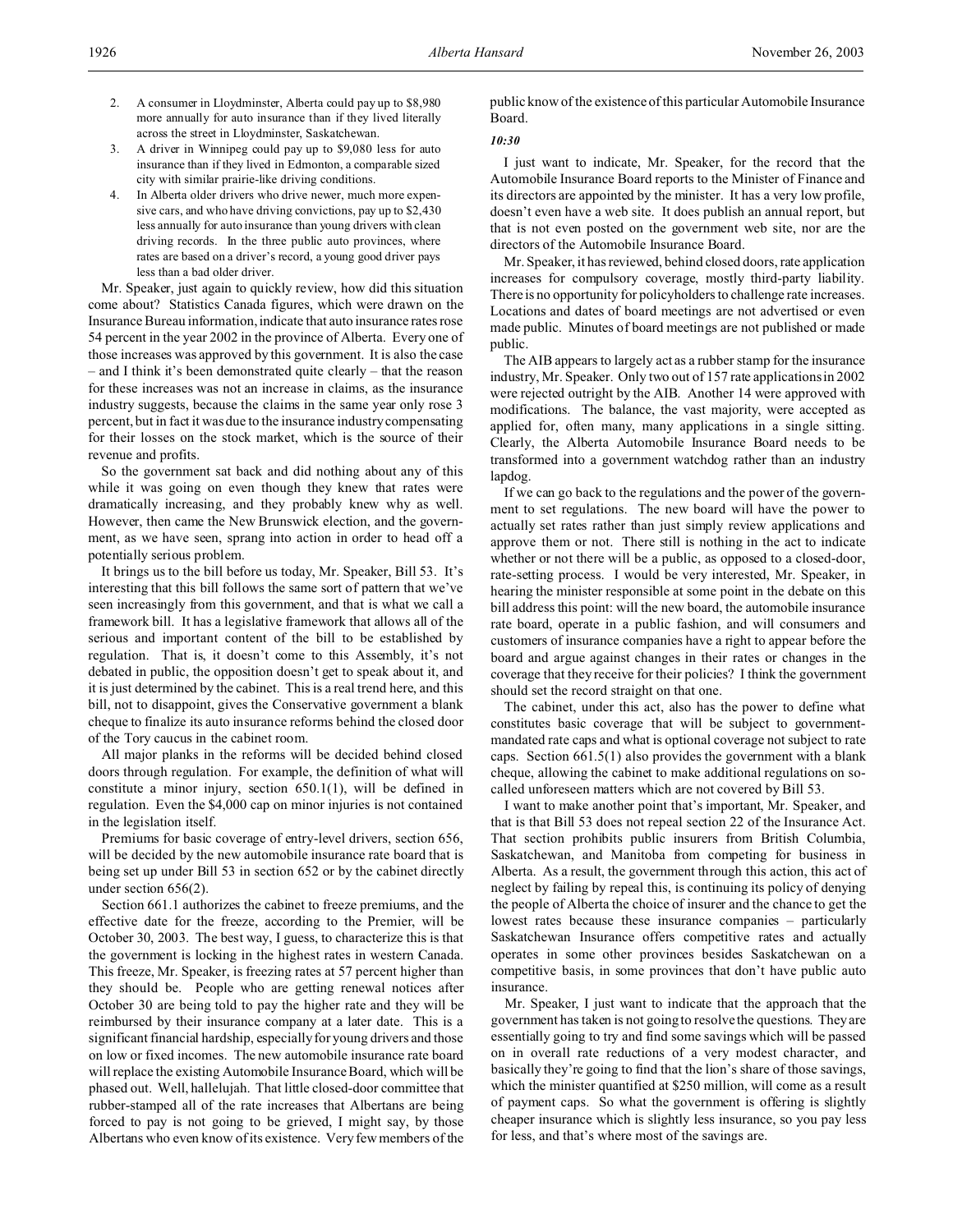2. A consumer in Lloydminster, Alberta could pay up to $8,980 more annually for auto insurance than if they lived literally across the street in Lloydminster, Saskatchewan.
3. A driver in Winnipeg could pay up to $9,080 less for auto insurance than if they lived in Edmonton, a comparable sized city with similar prairie-like driving conditions.
4. In Alberta older drivers who drive newer, much more expensive cars, and who have driving convictions, pay up to $2,430 less annually for auto insurance than young drivers with clean driving records. In the three public auto provinces, where rates are based on a driver's record, a young good driver pays less than a bad older driver.

Mr. Speaker, just again to quickly review, how did this situation come about? Statistics Canada figures, which were drawn on the Insurance Bureau information, indicate that auto insurance rates rose 54 percent in the year 2002 in the province of Alberta. Every one of those increases was approved by this government. It is also the case – and I think it's been demonstrated quite clearly – that the reason for these increases was not an increase in claims, as the insurance industry suggests, because the claims in the same year only rose 3 percent, but in fact it was due to the insurance industry compensating for their losses on the stock market, which is the source of their revenue and profits.

So the government sat back and did nothing about any of this while it was going on even though they knew that rates were dramatically increasing, and they probably knew why as well. However, then came the New Brunswick election, and the government, as we have seen, sprang into action in order to head off a potentially serious problem.

It brings us to the bill before us today, Mr. Speaker, Bill 53. It's interesting that this bill follows the same sort of pattern that we've seen increasingly from this government, and that is what we call a framework bill. It has a legislative framework that allows all of the serious and important content of the bill to be established by regulation. That is, it doesn't come to this Assembly, it's not debated in public, the opposition doesn't get to speak about it, and it is just determined by the cabinet. This is a real trend here, and this bill, not to disappoint, gives the Conservative government a blank cheque to finalize its auto insurance reforms behind the closed door of the Tory caucus in the cabinet room.

All major planks in the reforms will be decided behind closed doors through regulation. For example, the definition of what will constitute a minor injury, section 650.1(1), will be defined in regulation. Even the $4,000 cap on minor injuries is not contained in the legislation itself.

Premiums for basic coverage of entry-level drivers, section 656, will be decided by the new automobile insurance rate board that is being set up under Bill 53 in section 652 or by the cabinet directly under section 656(2).

Section 661.1 authorizes the cabinet to freeze premiums, and the effective date for the freeze, according to the Premier, will be October 30, 2003. The best way, I guess, to characterize this is that the government is locking in the highest rates in western Canada. This freeze, Mr. Speaker, is freezing rates at 57 percent higher than they should be. People who are getting renewal notices after October 30 are being told to pay the higher rate and they will be reimbursed by their insurance company at a later date. This is a significant financial hardship, especially for young drivers and those on low or fixed incomes. The new automobile insurance rate board will replace the existing Automobile Insurance Board, which will be phased out. Well, hallelujah. That little closed-door committee that rubber-stamped all of the rate increases that Albertans are being forced to pay is not going to be grieved, I might say, by those Albertans who even know of its existence. Very few members of the public know of the existence of this particular Automobile Insurance Board.

*10:30*

I just want to indicate, Mr. Speaker, for the record that the Automobile Insurance Board reports to the Minister of Finance and its directors are appointed by the minister. It has a very low profile, doesn't even have a web site. It does publish an annual report, but that is not even posted on the government web site, nor are the directors of the Automobile Insurance Board.

Mr. Speaker, it has reviewed, behind closed doors, rate application increases for compulsory coverage, mostly third-party liability. There is no opportunity for policyholders to challenge rate increases. Locations and dates of board meetings are not advertised or even made public. Minutes of board meetings are not published or made public.

The AIB appears to largely act as a rubber stamp for the insurance industry, Mr. Speaker. Only two out of 157 rate applications in 2002 were rejected outright by the AIB. Another 14 were approved with modifications. The balance, the vast majority, were accepted as applied for, often many, many applications in a single sitting. Clearly, the Alberta Automobile Insurance Board needs to be transformed into a government watchdog rather than an industry lapdog.

If we can go back to the regulations and the power of the government to set regulations. The new board will have the power to actually set rates rather than just simply review applications and approve them or not. There still is nothing in the act to indicate whether or not there will be a public, as opposed to a closed-door, rate-setting process. I would be very interested, Mr. Speaker, in hearing the minister responsible at some point in the debate on this bill address this point: will the new board, the automobile insurance rate board, operate in a public fashion, and will consumers and customers of insurance companies have a right to appear before the board and argue against changes in their rates or changes in the coverage that they receive for their policies? I think the government should set the record straight on that one.

The cabinet, under this act, also has the power to define what constitutes basic coverage that will be subject to government-mandated rate caps and what is optional coverage not subject to rate caps. Section 661.5(1) also provides the government with a blank cheque, allowing the cabinet to make additional regulations on so-called unforeseen matters which are not covered by Bill 53.

I want to make another point that's important, Mr. Speaker, and that is that Bill 53 does not repeal section 22 of the Insurance Act. That section prohibits public insurers from British Columbia, Saskatchewan, and Manitoba from competing for business in Alberta. As a result, the government through this action, this act of neglect by failing by repeal this, is continuing its policy of denying the people of Alberta the choice of insurer and the chance to get the lowest rates because these insurance companies – particularly Saskatchewan Insurance offers competitive rates and actually operates in some other provinces besides Saskatchewan on a competitive basis, in some provinces that don't have public auto insurance.

Mr. Speaker, I just want to indicate that the approach that the government has taken is not going to resolve the questions. They are essentially going to try and find some savings which will be passed on in overall rate reductions of a very modest character, and basically they're going to find that the lion's share of those savings, which the minister quantified at $250 million, will come as a result of payment caps. So what the government is offering is slightly cheaper insurance which is slightly less insurance, so you pay less for less, and that's where most of the savings are.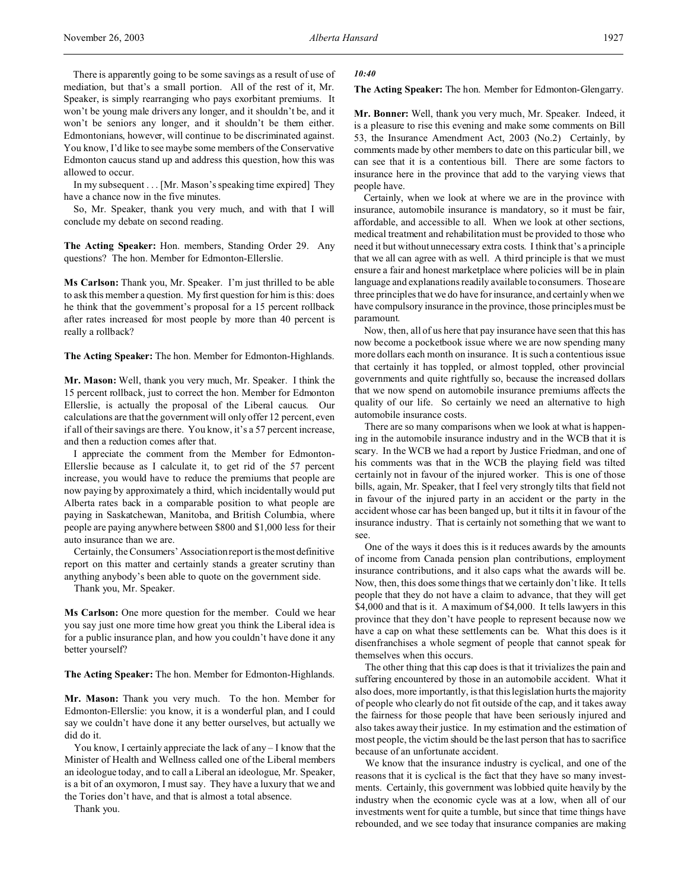There is apparently going to be some savings as a result of use of mediation, but that's a small portion. All of the rest of it, Mr. Speaker, is simply rearranging who pays exorbitant premiums. It won't be young male drivers any longer, and it shouldn't be, and it won't be seniors any longer, and it shouldn't be them either. Edmontonians, however, will continue to be discriminated against. You know, I'd like to see maybe some members of the Conservative Edmonton caucus stand up and address this question, how this was allowed to occur.

In my subsequent . . . [Mr. Mason's speaking time expired] They have a chance now in the five minutes.

So, Mr. Speaker, thank you very much, and with that I will conclude my debate on second reading.

**The Acting Speaker:** Hon. members, Standing Order 29. Any questions? The hon. Member for Edmonton-Ellerslie.

**Ms Carlson:** Thank you, Mr. Speaker. I'm just thrilled to be able to ask this member a question. My first question for him is this: does he think that the government's proposal for a 15 percent rollback after rates increased for most people by more than 40 percent is really a rollback?

**The Acting Speaker:** The hon. Member for Edmonton-Highlands.

**Mr. Mason:** Well, thank you very much, Mr. Speaker. I think the 15 percent rollback, just to correct the hon. Member for Edmonton Ellerslie, is actually the proposal of the Liberal caucus. Our calculations are that the government will only offer 12 percent, even if all of their savings are there. You know, it's a 57 percent increase, and then a reduction comes after that.

I appreciate the comment from the Member for Edmonton-Ellerslie because as I calculate it, to get rid of the 57 percent increase, you would have to reduce the premiums that people are now paying by approximately a third, which incidentally would put Alberta rates back in a comparable position to what people are paying in Saskatchewan, Manitoba, and British Columbia, where people are paying anywhere between $800 and $1,000 less for their auto insurance than we are.

Certainly, the Consumers' Association report is the most definitive report on this matter and certainly stands a greater scrutiny than anything anybody's been able to quote on the government side.

Thank you, Mr. Speaker.

**Ms Carlson:** One more question for the member. Could we hear you say just one more time how great you think the Liberal idea is for a public insurance plan, and how you couldn't have done it any better yourself?

**The Acting Speaker:** The hon. Member for Edmonton-Highlands.

**Mr. Mason:** Thank you very much. To the hon. Member for Edmonton-Ellerslie: you know, it is a wonderful plan, and I could say we couldn't have done it any better ourselves, but actually we did do it.

You know, I certainly appreciate the lack of any – I know that the Minister of Health and Wellness called one of the Liberal members an ideologue today, and to call a Liberal an ideologue, Mr. Speaker, is a bit of an oxymoron, I must say. They have a luxury that we and the Tories don't have, and that is almost a total absence.

Thank you.

*10:40*

**The Acting Speaker:** The hon. Member for Edmonton-Glengarry.

**Mr. Bonner:** Well, thank you very much, Mr. Speaker. Indeed, it is a pleasure to rise this evening and make some comments on Bill 53, the Insurance Amendment Act, 2003 (No.2) Certainly, by comments made by other members to date on this particular bill, we can see that it is a contentious bill. There are some factors to insurance here in the province that add to the varying views that people have.

Certainly, when we look at where we are in the province with insurance, automobile insurance is mandatory, so it must be fair, affordable, and accessible to all. When we look at other sections, medical treatment and rehabilitation must be provided to those who need it but without unnecessary extra costs. I think that's a principle that we all can agree with as well. A third principle is that we must ensure a fair and honest marketplace where policies will be in plain language and explanations readily available to consumers. Those are three principles that we do have for insurance, and certainly when we have compulsory insurance in the province, those principles must be paramount.

Now, then, all of us here that pay insurance have seen that this has now become a pocketbook issue where we are now spending many more dollars each month on insurance. It is such a contentious issue that certainly it has toppled, or almost toppled, other provincial governments and quite rightfully so, because the increased dollars that we now spend on automobile insurance premiums affects the quality of our life. So certainly we need an alternative to high automobile insurance costs.

There are so many comparisons when we look at what is happening in the automobile insurance industry and in the WCB that it is scary. In the WCB we had a report by Justice Friedman, and one of his comments was that in the WCB the playing field was tilted certainly not in favour of the injured worker. This is one of those bills, again, Mr. Speaker, that I feel very strongly tilts that field not in favour of the injured party in an accident or the party in the accident whose car has been banged up, but it tilts it in favour of the insurance industry. That is certainly not something that we want to see.

One of the ways it does this is it reduces awards by the amounts of income from Canada pension plan contributions, employment insurance contributions, and it also caps what the awards will be. Now, then, this does some things that we certainly don't like. It tells people that they do not have a claim to advance, that they will get $4,000 and that is it. A maximum of $4,000. It tells lawyers in this province that they don't have people to represent because now we have a cap on what these settlements can be. What this does is it disenfranchises a whole segment of people that cannot speak for themselves when this occurs.

The other thing that this cap does is that it trivializes the pain and suffering encountered by those in an automobile accident. What it also does, more importantly, is that this legislation hurts the majority of people who clearly do not fit outside of the cap, and it takes away the fairness for those people that have been seriously injured and also takes away their justice. In my estimation and the estimation of most people, the victim should be the last person that has to sacrifice because of an unfortunate accident.

We know that the insurance industry is cyclical, and one of the reasons that it is cyclical is the fact that they have so many investments. Certainly, this government was lobbied quite heavily by the industry when the economic cycle was at a low, when all of our investments went for quite a tumble, but since that time things have rebounded, and we see today that insurance companies are making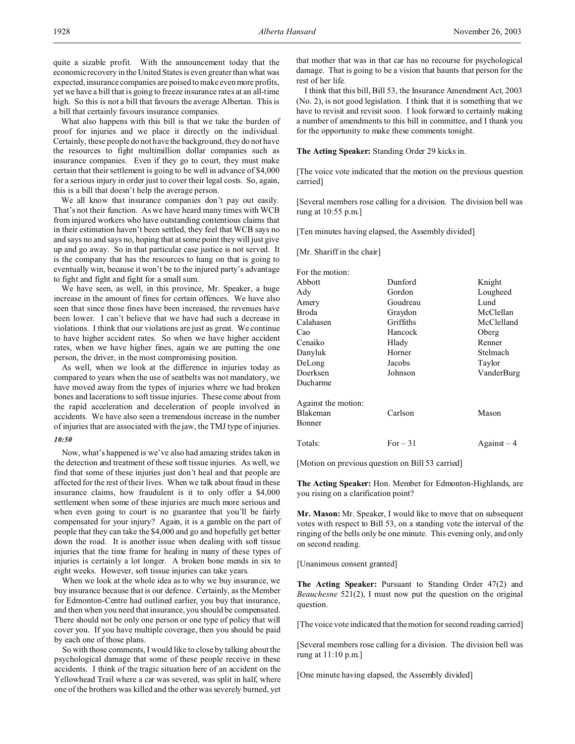quite a sizable profit. With the announcement today that the economic recovery in the United States is even greater than what was expected, insurance companies are poised to make even more profits, yet we have a bill that is going to freeze insurance rates at an all-time high. So this is not a bill that favours the average Albertan. This is a bill that certainly favours insurance companies.

What also happens with this bill is that we take the burden of proof for injuries and we place it directly on the individual. Certainly, these people do not have the background, they do not have the resources to fight multimillion dollar companies such as insurance companies. Even if they go to court, they must make certain that their settlement is going to be well in advance of $4,000 for a serious injury in order just to cover their legal costs. So, again, this is a bill that doesn't help the average person.

We all know that insurance companies don't pay out easily. That's not their function. As we have heard many times with WCB from injured workers who have outstanding contentious claims that in their estimation haven't been settled, they feel that WCB says no and says no and says no, hoping that at some point they will just give up and go away. So in that particular case justice is not served. It is the company that has the resources to hang on that is going to eventually win, because it won't be to the injured party's advantage to fight and fight and fight for a small sum.

We have seen, as well, in this province, Mr. Speaker, a huge increase in the amount of fines for certain offences. We have also seen that since those fines have been increased, the revenues have been lower. I can't believe that we have had such a decrease in violations. I think that our violations are just as great. We continue to have higher accident rates. So when we have higher accident rates, when we have higher fines, again we are putting the one person, the driver, in the most compromising position.

As well, when we look at the difference in injuries today as compared to years when the use of seatbelts was not mandatory, we have moved away from the types of injuries where we had broken bones and lacerations to soft tissue injuries. These come about from the rapid acceleration and deceleration of people involved in accidents. We have also seen a tremendous increase in the number of injuries that are associated with the jaw, the TMJ type of injuries.

*10:50*

Now, what's happened is we've also had amazing strides taken in the detection and treatment of these soft tissue injuries. As well, we find that some of these injuries just don't heal and that people are affected for the rest of their lives. When we talk about fraud in these insurance claims, how fraudulent is it to only offer a $4,000 settlement when some of these injuries are much more serious and when even going to court is no guarantee that you'll be fairly compensated for your injury? Again, it is a gamble on the part of people that they can take the $4,000 and go and hopefully get better down the road. It is another issue when dealing with soft tissue injuries that the time frame for healing in many of these types of injuries is certainly a lot longer. A broken bone mends in six to eight weeks. However, soft tissue injuries can take years.

When we look at the whole idea as to why we buy insurance, we buy insurance because that is our defence. Certainly, as the Member for Edmonton-Centre had outlined earlier, you buy that insurance, and then when you need that insurance, you should be compensated. There should not be only one person or one type of policy that will cover you. If you have multiple coverage, then you should be paid by each one of those plans.

So with those comments, I would like to close by talking about the psychological damage that some of these people receive in these accidents. I think of the tragic situation here of an accident on the Yellowhead Trail where a car was severed, was split in half, where one of the brothers was killed and the other was severely burned, yet that mother that was in that car has no recourse for psychological damage. That is going to be a vision that haunts that person for the rest of her life.

I think that this bill, Bill 53, the Insurance Amendment Act, 2003 (No. 2), is not good legislation. I think that it is something that we have to revisit and revisit soon. I look forward to certainly making a number of amendments to this bill in committee, and I thank you for the opportunity to make these comments tonight.

**The Acting Speaker:** Standing Order 29 kicks in.

[The voice vote indicated that the motion on the previous question carried]

[Several members rose calling for a division. The division bell was rung at 10:55 p.m.]

[Ten minutes having elapsed, the Assembly divided]

[Mr. Shariff in the chair]

For the motion:

| | | |
|---|---|---|
| Abbott | Dunford | Knight |
| Ady | Gordon | Lougheed |
| Amery | Goudreau | Lund |
| Broda | Graydon | McClellan |
| Calahasen | Griffiths | McClelland |
| Cao | Hancock | Oberg |
| Cenaiko | Hlady | Renner |
| Danyluk | Horner | Stelmach |
| DeLong | Jacobs | Taylor |
| Doerksen | Johnson | VanderBurg |
| Ducharme | | |

Against the motion:

| | | |
|---|---|---|
| Blakeman | Carlson | Mason |
| Bonner | | |

| | | |
|---|---|---|
| Totals: | For – 31 | Against – 4 |

[Motion on previous question on Bill 53 carried]

**The Acting Speaker:** Hon. Member for Edmonton-Highlands, are you rising on a clarification point?

**Mr. Mason:** Mr. Speaker, I would like to move that on subsequent votes with respect to Bill 53, on a standing vote the interval of the ringing of the bells only be one minute. This evening only, and only on second reading.

[Unanimous consent granted]

**The Acting Speaker:** Pursuant to Standing Order 47(2) and *Beauchesne* 521(2), I must now put the question on the original question.

[The voice vote indicated that the motion for second reading carried]

[Several members rose calling for a division. The division bell was rung at 11:10 p.m.]

[One minute having elapsed, the Assembly divided]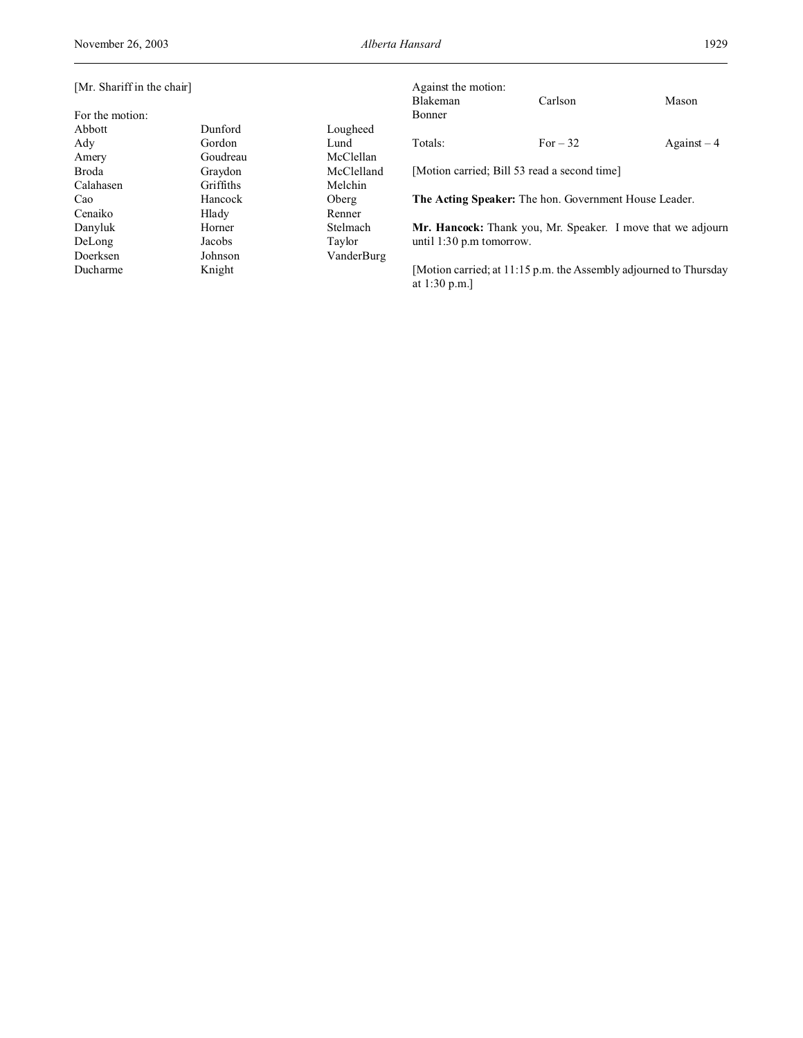[Mr. Shariff in the chair]

For the motion:

| | | |
|---|---|---|
| Abbott | Dunford | Lougheed |
| Ady | Gordon | Lund |
| Amery | Goudreau | McClellan |
| Broda | Graydon | McClelland |
| Calahasen | Griffiths | Melchin |
| Cao | Hancock | Oberg |
| Cenaiko | Hlady | Renner |
| Danyluk | Horner | Stelmach |
| DeLong | Jacobs | Taylor |
| Doerksen | Johnson | VanderBurg |
| Ducharme | Knight | |

Against the motion:

| | | |
|---|---|---|
| Blakeman | Carlson | Mason |
| Bonner | | |

| | | |
|---|---|---|
| Totals: | For – 32 | Against – 4 |

[Motion carried; Bill 53 read a second time]

**The Acting Speaker:** The hon. Government House Leader.

**Mr. Hancock:** Thank you, Mr. Speaker. I move that we adjourn until 1:30 p.m tomorrow.

[Motion carried; at 11:15 p.m. the Assembly adjourned to Thursday at 1:30 p.m.]